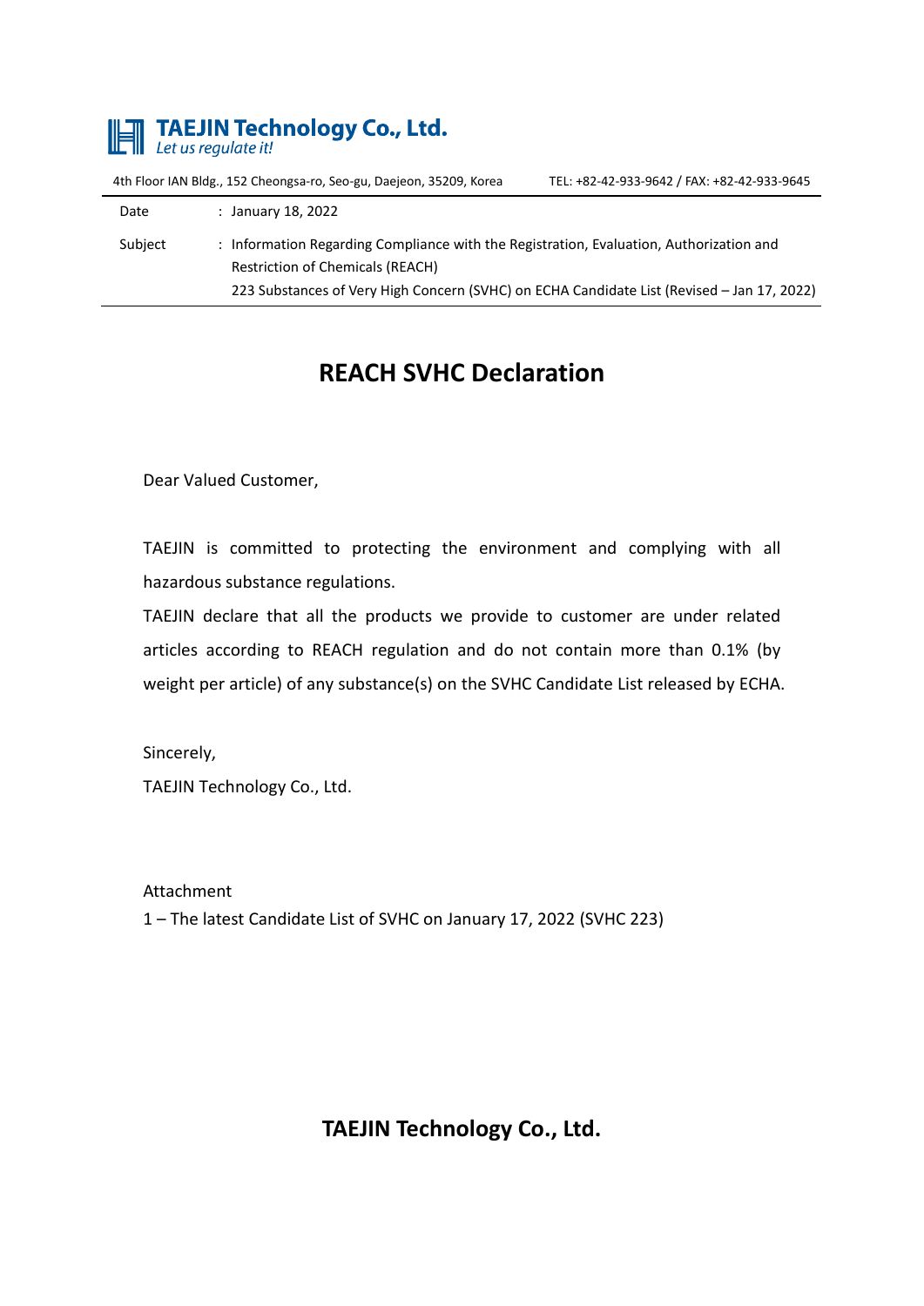**TAEJIN Technology Co., Ltd.**
*Let us regulate it!*

4th Floor IAN Bldg., 152 Cheongsa-ro, Seo-gu, Daejeon, 35209, Korea    TEL: +82-42-933-9642 / FAX: +82-42-933-9645

| | |
|---|---|
| Date | : January 18, 2022 |
| Subject | : Information Regarding Compliance with the Registration, Evaluation, Authorization and Restriction of Chemicals (REACH)<br>223 Substances of Very High Concern (SVHC) on ECHA Candidate List (Revised – Jan 17, 2022) |

# REACH SVHC Declaration

Dear Valued Customer,

TAEJIN is committed to protecting the environment and complying with all hazardous substance regulations.
TAEJIN declare that all the products we provide to customer are under related articles according to REACH regulation and do not contain more than 0.1% (by weight per article) of any substance(s) on the SVHC Candidate List released by ECHA.

Sincerely,
TAEJIN Technology Co., Ltd.

Attachment
1 – The latest Candidate List of SVHC on January 17, 2022 (SVHC 223)

**TAEJIN Technology Co., Ltd.**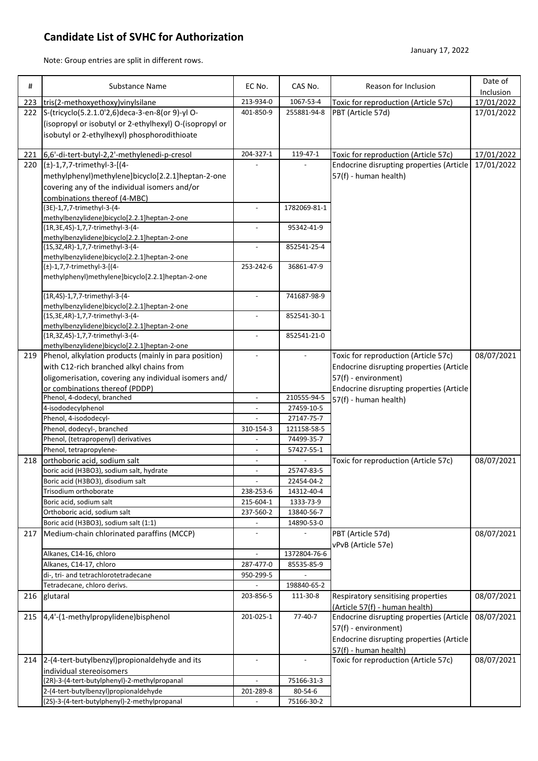# Candidate List of SVHC for Authorization

January 17, 2022

Note: Group entries are split in different rows.

| # | Substance Name | EC No. | CAS No. | Reason for Inclusion | Date of Inclusion |
|---|---|---|---|---|---|
| 223 | tris(2-methoxyethoxy)vinylsilane | 213-934-0 | 1067-53-4 | Toxic for reproduction (Article 57c) | 17/01/2022 |
| 222 | S-(tricyclo(5.2.1.0'2,6)deca-3-en-8(or 9)-yl O-(isopropyl or isobutyl or 2-ethylhexyl) O-(isopropyl or isobutyl or 2-ethylhexyl) phosphorodithioate | 401-850-9 | 255881-94-8 | PBT (Article 57d) | 17/01/2022 |
| 221 | 6,6'-di-tert-butyl-2,2'-methylenedi-p-cresol | 204-327-1 | 119-47-1 | Toxic for reproduction (Article 57c) | 17/01/2022 |
| 220 | (±)-1,7,7-trimethyl-3-[(4-methylphenyl)methylene]bicyclo[2.2.1]heptan-2-one covering any of the individual isomers and/or combinations thereof (4-MBC) | - | - | Endocrine disrupting properties (Article 57(f) - human health) | 17/01/2022 |
| | (3E)-1,7,7-trimethyl-3-(4-methylbenzylidene)bicyclo[2.2.1]heptan-2-one | - | 1782069-81-1 | | |
| | (1R,3E,4S)-1,7,7-trimethyl-3-(4-methylbenzylidene)bicyclo[2.2.1]heptan-2-one | - | 95342-41-9 | | |
| | (1S,3Z,4R)-1,7,7-trimethyl-3-(4-methylbenzylidene)bicyclo[2.2.1]heptan-2-one | - | 852541-25-4 | | |
| | (±)-1,7,7-trimethyl-3-[(4-methylphenyl)methylene]bicyclo[2.2.1]heptan-2-one | 253-242-6 | 36861-47-9 | | |
| | (1R,4S)-1,7,7-trimethyl-3-(4-methylbenzylidene)bicyclo[2.2.1]heptan-2-one | - | 741687-98-9 | | |
| | (1S,3E,4R)-1,7,7-trimethyl-3-(4-methylbenzylidene)bicyclo[2.2.1]heptan-2-one | - | 852541-30-1 | | |
| | (1R,3Z,4S)-1,7,7-trimethyl-3-(4-methylbenzylidene)bicyclo[2.2.1]heptan-2-one | - | 852541-21-0 | | |
| 219 | Phenol, alkylation products (mainly in para position) with C12-rich branched alkyl chains from oligomerisation, covering any individual isomers and/ or combinations thereof (PDDP) | - | - | Toxic for reproduction (Article 57c)<br>Endocrine disrupting properties (Article 57(f) - environment)<br>Endocrine disrupting properties (Article 57(f) - human health) | 08/07/2021 |
| | Phenol, 4-dodecyl, branched | - | 210555-94-5 | | |
| | 4-isododecylphenol | - | 27459-10-5 | | |
| | Phenol, 4-isododecyl- | - | 27147-75-7 | | |
| | Phenol, dodecyl-, branched | 310-154-3 | 121158-58-5 | | |
| | Phenol, (tetrapropenyl) derivatives | - | 74499-35-7 | | |
| | Phenol, tetrapropylene- | - | 57427-55-1 | | |
| 218 | orthoboric acid, sodium salt | - | - | Toxic for reproduction (Article 57c) | 08/07/2021 |
| | boric acid (H3BO3), sodium salt, hydrate | - | 25747-83-5 | | |
| | Boric acid (H3BO3), disodium salt | - | 22454-04-2 | | |
| | Trisodium orthoborate | 238-253-6 | 14312-40-4 | | |
| | Boric acid, sodium salt | 215-604-1 | 1333-73-9 | | |
| | Orthoboric acid, sodium salt | 237-560-2 | 13840-56-7 | | |
| | Boric acid (H3BO3), sodium salt (1:1) | - | 14890-53-0 | | |
| 217 | Medium-chain chlorinated paraffins (MCCP) | - | - | PBT (Article 57d)<br>vPvB (Article 57e) | 08/07/2021 |
| | Alkanes, C14-16, chloro | - | 1372804-76-6 | | |
| | Alkanes, C14-17, chloro | 287-477-0 | 85535-85-9 | | |
| | di-, tri- and tetrachlorotetradecane | 950-299-5 | - | | |
| | Tetradecane, chloro derivs. | - | 198840-65-2 | | |
| 216 | glutaral | 203-856-5 | 111-30-8 | Respiratory sensitising properties (Article 57(f) - human health) | 08/07/2021 |
| 215 | 4,4'-(1-methylpropylidene)bisphenol | 201-025-1 | 77-40-7 | Endocrine disrupting properties (Article 57(f) - environment)<br>Endocrine disrupting properties (Article 57(f) - human health) | 08/07/2021 |
| 214 | 2-(4-tert-butylbenzyl)propionaldehyde and its individual stereoisomers | - | - | Toxic for reproduction (Article 57c) | 08/07/2021 |
| | (2R)-3-(4-tert-butylphenyl)-2-methylpropanal | - | 75166-31-3 | | |
| | 2-(4-tert-butylbenzyl)propionaldehyde | 201-289-8 | 80-54-6 | | |
| | (2S)-3-(4-tert-butylphenyl)-2-methylpropanal | - | 75166-30-2 | | |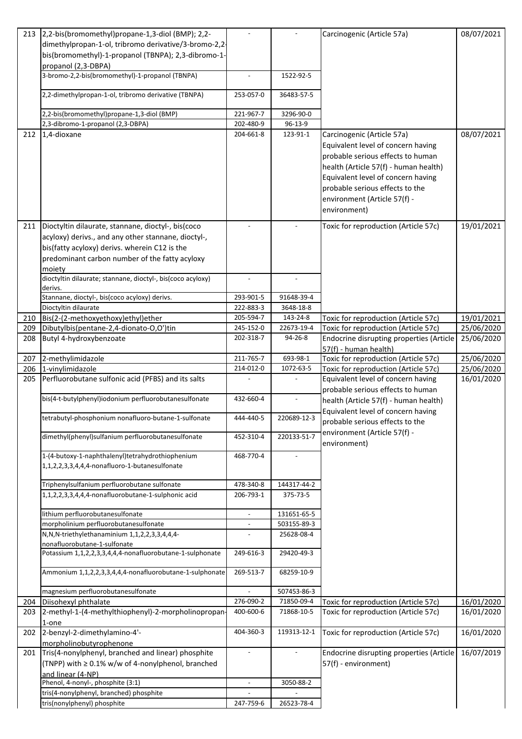| | | | | | |
|---|---|---|---|---|---|
| 213 | 2,2-bis(bromomethyl)propane-1,3-diol (BMP); 2,2-dimethylpropan-1-ol, tribromo derivative/3-bromo-2,2-bis(bromomethyl)-1-propanol (TBNPA); 2,3-dibromo-1-propanol (2,3-DBPA) | - | - | Carcinogenic (Article 57a) | 08/07/2021 |
| | 3-bromo-2,2-bis(bromomethyl)-1-propanol (TBNPA) | - | 1522-92-5 | | |
| | 2,2-dimethylpropan-1-ol, tribromo derivative (TBNPA) | 253-057-0 | 36483-57-5 | | |
| | 2,2-bis(bromomethyl)propane-1,3-diol (BMP) | 221-967-7 | 3296-90-0 | | |
| | 2,3-dibromo-1-propanol (2,3-DBPA) | 202-480-9 | 96-13-9 | | |
| 212 | 1,4-dioxane | 204-661-8 | 123-91-1 | Carcinogenic (Article 57a) Equivalent level of concern having probable serious effects to human health (Article 57(f) - human health) Equivalent level of concern having probable serious effects to the environment (Article 57(f) - environment) | 08/07/2021 |
| 211 | Dioctyltin dilaurate, stannane, dioctyl-, bis(coco acyloxy) derivs., and any other stannane, dioctyl-, bis(fatty acyloxy) derivs. wherein C12 is the predominant carbon number of the fatty acyloxy moiety | - | - | Toxic for reproduction (Article 57c) | 19/01/2021 |
| | dioctyltin dilaurate; stannane, dioctyl-, bis(coco acyloxy) derivs. | - | - | | |
| | Stannane, dioctyl-, bis(coco acyloxy) derivs. | 293-901-5 | 91648-39-4 | | |
| | Dioctyltin dilaurate | 222-883-3 | 3648-18-8 | | |
| 210 | Bis(2-(2-methoxyethoxy)ethyl)ether | 205-594-7 | 143-24-8 | Toxic for reproduction (Article 57c) | 19/01/2021 |
| 209 | Dibutylbis(pentane-2,4-dionato-O,O')tin | 245-152-0 | 22673-19-4 | Toxic for reproduction (Article 57c) | 25/06/2020 |
| 208 | Butyl 4-hydroxybenzoate | 202-318-7 | 94-26-8 | Endocrine disrupting properties (Article 57(f) - human health) | 25/06/2020 |
| 207 | 2-methylimidazole | 211-765-7 | 693-98-1 | Toxic for reproduction (Article 57c) | 25/06/2020 |
| 206 | 1-vinylimidazole | 214-012-0 | 1072-63-5 | Toxic for reproduction (Article 57c) | 25/06/2020 |
| 205 | Perfluorobutane sulfonic acid (PFBS) and its salts | - | - | Equivalent level of concern having probable serious effects to human health (Article 57(f) - human health) Equivalent level of concern having probable serious effects to the environment (Article 57(f) - environment) | 16/01/2020 |
| | bis(4-t-butylphenyl)iodonium perfluorobutanesulfonate | 432-660-4 | - | | |
| | tetrabutyl-phosphonium nonafluoro-butane-1-sulfonate | 444-440-5 | 220689-12-3 | | |
| | dimethyl(phenyl)sulfanium perfluorobutanesulfonate | 452-310-4 | 220133-51-7 | | |
| | 1-(4-butoxy-1-naphthalenyl)tetrahydrothiophenium 1,1,2,2,3,3,4,4,4-nonafluoro-1-butanesulfonate | 468-770-4 | - | | |
| | Triphenylsulfanium perfluorobutane sulfonate | 478-340-8 | 144317-44-2 | | |
| | 1,1,2,2,3,3,4,4,4-nonafluorobutane-1-sulphonic acid | 206-793-1 | 375-73-5 | | |
| | lithium perfluorobutanesulfonate | - | 131651-65-5 | | |
| | morpholinium perfluorobutanesulfonate | - | 503155-89-3 | | |
| | N,N,N-triethylethanaminium 1,1,2,2,3,3,4,4,4-nonafluorobutane-1-sulfonate | - | 25628-08-4 | | |
| | Potassium 1,1,2,2,3,3,4,4,4-nonafluorobutane-1-sulphonate | 249-616-3 | 29420-49-3 | | |
| | Ammonium 1,1,2,2,3,3,4,4,4-nonafluorobutane-1-sulphonate | 269-513-7 | 68259-10-9 | | |
| | magnesium perfluorobutanesulfonate | - | 507453-86-3 | | |
| 204 | Diisohexyl phthalate | 276-090-2 | 71850-09-4 | Toxic for reproduction (Article 57c) | 16/01/2020 |
| 203 | 2-methyl-1-(4-methylthiophenyl)-2-morpholinopropan-1-one | 400-600-6 | 71868-10-5 | Toxic for reproduction (Article 57c) | 16/01/2020 |
| 202 | 2-benzyl-2-dimethylamino-4'-morpholinobutyrophenone | 404-360-3 | 119313-12-1 | Toxic for reproduction (Article 57c) | 16/01/2020 |
| 201 | Tris(4-nonylphenyl, branched and linear) phosphite (TNPP) with ≥ 0.1% w/w of 4-nonylphenol, branched and linear (4-NP) | - | - | Endocrine disrupting properties (Article 57(f) - environment) | 16/07/2019 |
| | Phenol, 4-nonyl-, phosphite (3:1) | - | 3050-88-2 | | |
| | tris(4-nonylphenyl, branched) phosphite | - | - | | |
| | tris(nonylphenyl) phosphite | 247-759-6 | 26523-78-4 | | |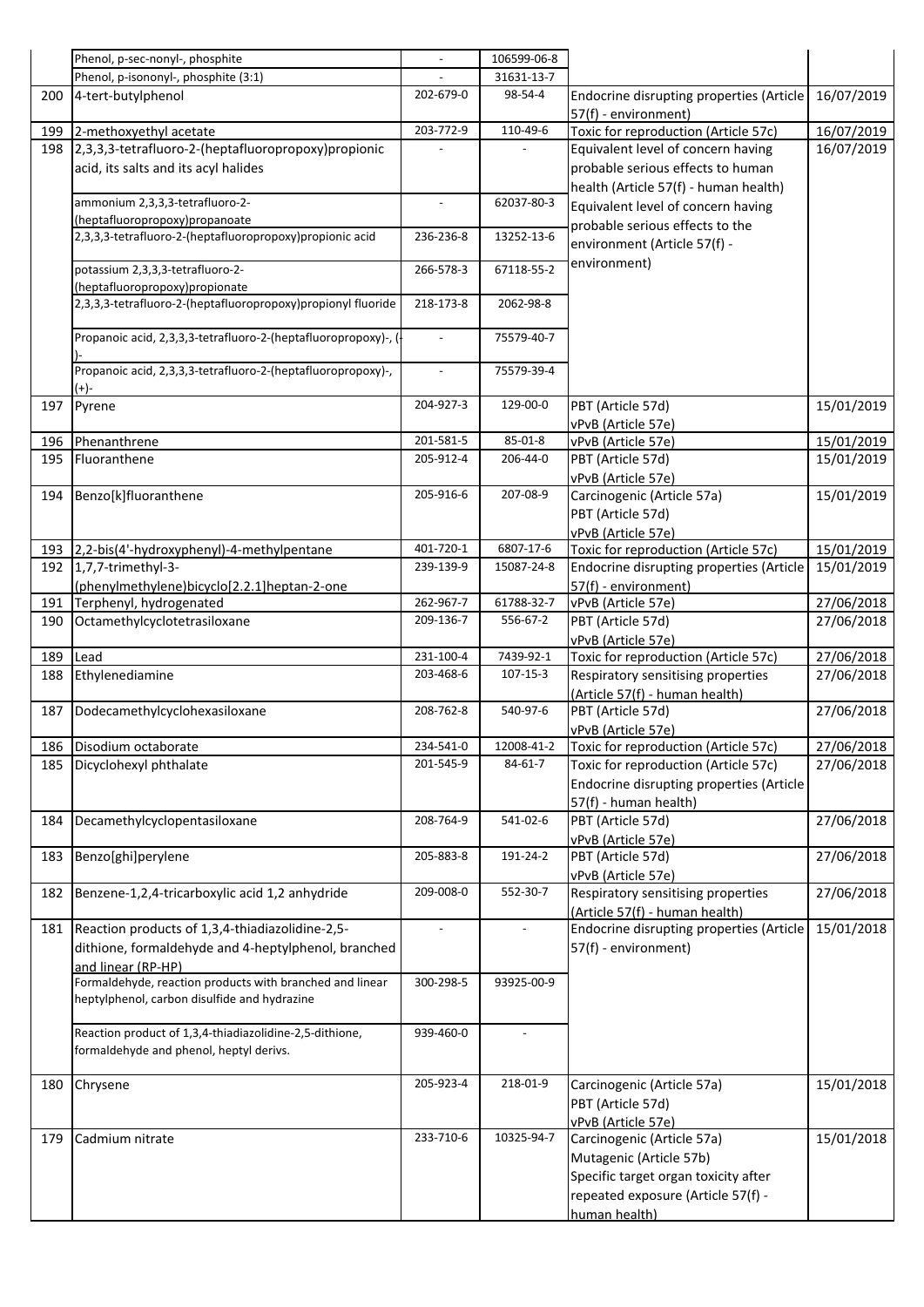| | | | | | |
|---|---|---|---|---|---|
| | Phenol, p-sec-nonyl-, phosphite | - | 106599-06-8 | | |
| | Phenol, p-isononyl-, phosphite (3:1) | - | 31631-13-7 | | |
| 200 | 4-tert-butylphenol | 202-679-0 | 98-54-4 | Endocrine disrupting properties (Article 57(f) - environment) | 16/07/2019 |
| 199 | 2-methoxyethyl acetate | 203-772-9 | 110-49-6 | Toxic for reproduction (Article 57c) | 16/07/2019 |
| 198 | 2,3,3,3-tetrafluoro-2-(heptafluoropropoxy)propionic acid, its salts and its acyl halides | - | - | Equivalent level of concern having probable serious effects to human health (Article 57(f) - human health)<br>Equivalent level of concern having probable serious effects to the environment (Article 57(f) - environment) | 16/07/2019 |
| | ammonium 2,3,3,3-tetrafluoro-2-(heptafluoropropoxy)propanoate | - | 62037-80-3 | | |
| | 2,3,3,3-tetrafluoro-2-(heptafluoropropoxy)propionic acid | 236-236-8 | 13252-13-6 | | |
| | potassium 2,3,3,3-tetrafluoro-2-(heptafluoropropoxy)propionate | 266-578-3 | 67118-55-2 | | |
| | 2,3,3,3-tetrafluoro-2-(heptafluoropropoxy)propionyl fluoride | 218-173-8 | 2062-98-8 | | |
| | Propanoic acid, 2,3,3,3-tetrafluoro-2-(heptafluoropropoxy)-, (-)- | - | 75579-40-7 | | |
| | Propanoic acid, 2,3,3,3-tetrafluoro-2-(heptafluoropropoxy)-, (+)- | - | 75579-39-4 | | |
| 197 | Pyrene | 204-927-3 | 129-00-0 | PBT (Article 57d)<br>vPvB (Article 57e) | 15/01/2019 |
| 196 | Phenanthrene | 201-581-5 | 85-01-8 | vPvB (Article 57e) | 15/01/2019 |
| 195 | Fluoranthene | 205-912-4 | 206-44-0 | PBT (Article 57d)<br>vPvB (Article 57e) | 15/01/2019 |
| 194 | Benzo[k]fluoranthene | 205-916-6 | 207-08-9 | Carcinogenic (Article 57a)<br>PBT (Article 57d)<br>vPvB (Article 57e) | 15/01/2019 |
| 193 | 2,2-bis(4'-hydroxyphenyl)-4-methylpentane | 401-720-1 | 6807-17-6 | Toxic for reproduction (Article 57c) | 15/01/2019 |
| 192 | 1,7,7-trimethyl-3-(phenylmethylene)bicyclo[2.2.1]heptan-2-one | 239-139-9 | 15087-24-8 | Endocrine disrupting properties (Article 57(f) - environment) | 15/01/2019 |
| 191 | Terphenyl, hydrogenated | 262-967-7 | 61788-32-7 | vPvB (Article 57e) | 27/06/2018 |
| 190 | Octamethylcyclotetrasiloxane | 209-136-7 | 556-67-2 | PBT (Article 57d)<br>vPvB (Article 57e) | 27/06/2018 |
| 189 | Lead | 231-100-4 | 7439-92-1 | Toxic for reproduction (Article 57c) | 27/06/2018 |
| 188 | Ethylenediamine | 203-468-6 | 107-15-3 | Respiratory sensitising properties (Article 57(f) - human health) | 27/06/2018 |
| 187 | Dodecamethylcyclohexasiloxane | 208-762-8 | 540-97-6 | PBT (Article 57d)<br>vPvB (Article 57e) | 27/06/2018 |
| 186 | Disodium octaborate | 234-541-0 | 12008-41-2 | Toxic for reproduction (Article 57c) | 27/06/2018 |
| 185 | Dicyclohexyl phthalate | 201-545-9 | 84-61-7 | Toxic for reproduction (Article 57c)<br>Endocrine disrupting properties (Article 57(f) - human health) | 27/06/2018 |
| 184 | Decamethylcyclopentasiloxane | 208-764-9 | 541-02-6 | PBT (Article 57d)<br>vPvB (Article 57e) | 27/06/2018 |
| 183 | Benzo[ghi]perylene | 205-883-8 | 191-24-2 | PBT (Article 57d)<br>vPvB (Article 57e) | 27/06/2018 |
| 182 | Benzene-1,2,4-tricarboxylic acid 1,2 anhydride | 209-008-0 | 552-30-7 | Respiratory sensitising properties (Article 57(f) - human health) | 27/06/2018 |
| 181 | Reaction products of 1,3,4-thiadiazolidine-2,5-dithione, formaldehyde and 4-heptylphenol, branched and linear (RP-HP) | - | - | Endocrine disrupting properties (Article 57(f) - environment) | 15/01/2018 |
| | Formaldehyde, reaction products with branched and linear heptylphenol, carbon disulfide and hydrazine | 300-298-5 | 93925-00-9 | | |
| | Reaction product of 1,3,4-thiadiazolidine-2,5-dithione, formaldehyde and phenol, heptyl derivs. | 939-460-0 | - | | |
| 180 | Chrysene | 205-923-4 | 218-01-9 | Carcinogenic (Article 57a)<br>PBT (Article 57d)<br>vPvB (Article 57e) | 15/01/2018 |
| 179 | Cadmium nitrate | 233-710-6 | 10325-94-7 | Carcinogenic (Article 57a)<br>Mutagenic (Article 57b)<br>Specific target organ toxicity after repeated exposure (Article 57(f) - human health) | 15/01/2018 |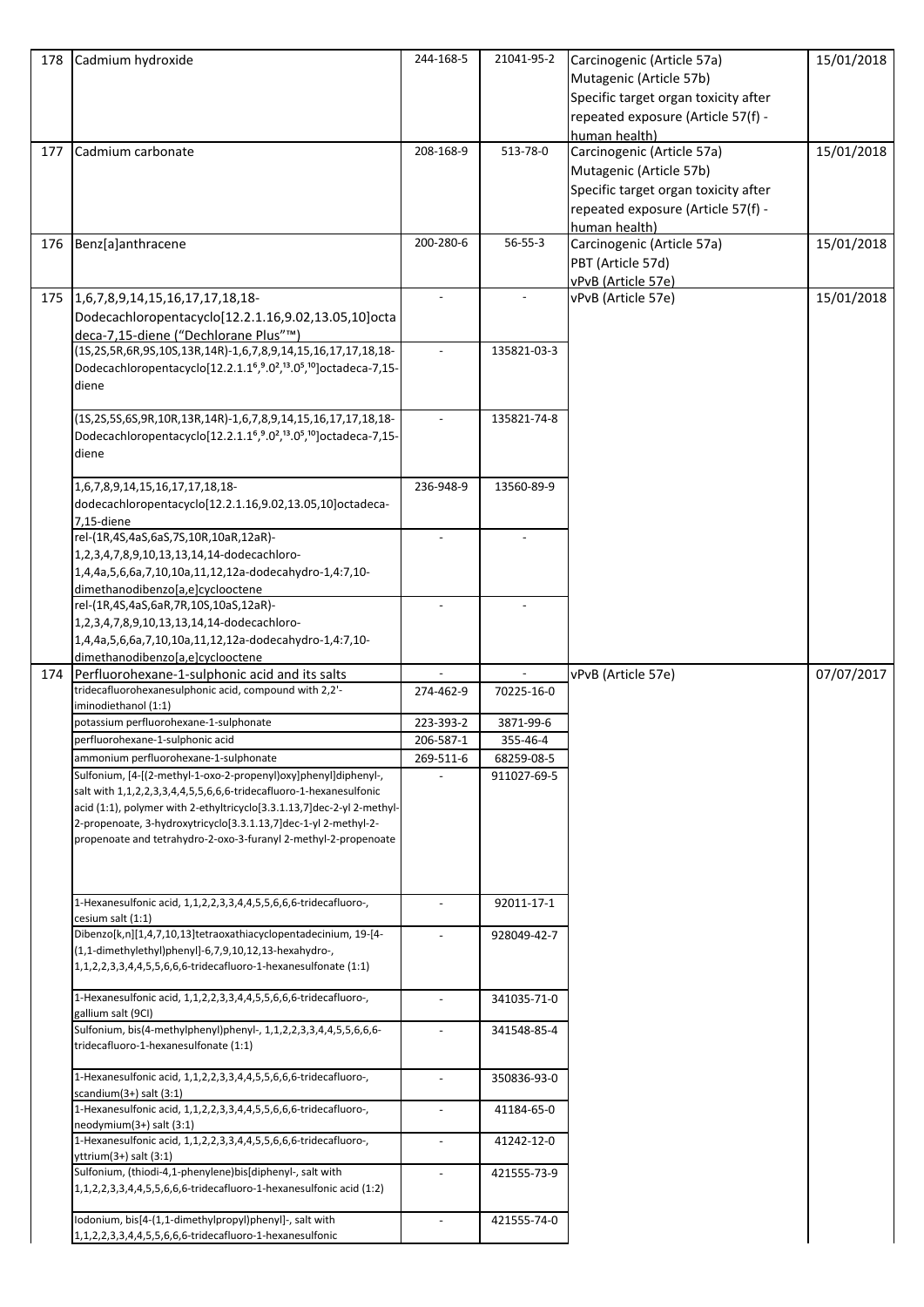| 178 | Cadmium hydroxide | 244-168-5 | 21041-95-2 | Carcinogenic (Article 57a)<br>Mutagenic (Article 57b)<br>Specific target organ toxicity after repeated exposure (Article 57(f) - human health) | 15/01/2018 |
|---|---|---|---|---|---|
| 177 | Cadmium carbonate | 208-168-9 | 513-78-0 | Carcinogenic (Article 57a)<br>Mutagenic (Article 57b)<br>Specific target organ toxicity after repeated exposure (Article 57(f) - human health) | 15/01/2018 |
| 176 | Benz[a]anthracene | 200-280-6 | 56-55-3 | Carcinogenic (Article 57a)<br>PBT (Article 57d)<br>vPvB (Article 57e) | 15/01/2018 |
| 175 | 1,6,7,8,9,14,15,16,17,17,18,18-Dodecachloropentacyclo[12.2.1.16,9.02,13.05,10]octadeca-7,15-diene ("Dechlorane Plus"™) | - | - | vPvB (Article 57e) | 15/01/2018 |
| | (1S,2S,5R,6R,9S,10S,13R,14R)-1,6,7,8,9,14,15,16,17,17,18,18-Dodecachloropentacyclo[12.2.1.1$^{6,9}$.0$^{2,13}$.0$^{5,10}$]octadeca-7,15-diene | - | 135821-03-3 | | |
| | (1S,2S,5S,6S,9R,10R,13R,14R)-1,6,7,8,9,14,15,16,17,17,18,18-Dodecachloropentacyclo[12.2.1.1$^{6,9}$.0$^{2,13}$.0$^{5,10}$]octadeca-7,15-diene | - | 135821-74-8 | | |
| | 1,6,7,8,9,14,15,16,17,17,18,18-dodecachloropentacyclo[12.2.1.16,9.02,13.05,10]octadeca-7,15-diene | 236-948-9 | 13560-89-9 | | |
| | rel-(1R,4S,4aS,6aS,7S,10R,10aR,12aR)-1,2,3,4,7,8,9,10,13,13,14,14-dodecachloro-1,4,4a,5,6,6a,7,10,10a,11,12,12a-dodecahydro-1,4:7,10-dimethanodibenzo[a,e]cyclooctene | - | - | | |
| | rel-(1R,4S,4aS,6aR,7R,10S,10aS,12aR)-1,2,3,4,7,8,9,10,13,13,14,14-dodecachloro-1,4,4a,5,6,6a,7,10,10a,11,12,12a-dodecahydro-1,4:7,10-dimethanodibenzo[a,e]cyclooctene | - | - | | |
| 174 | Perfluorohexane-1-sulphonic acid and its salts | - | - | vPvB (Article 57e) | 07/07/2017 |
| | tridecafluorohexanesulphonic acid, compound with 2,2'-iminodiethanol (1:1) | 274-462-9 | 70225-16-0 | | |
| | potassium perfluorohexane-1-sulphonate | 223-393-2 | 3871-99-6 | | |
| | perfluorohexane-1-sulphonic acid | 206-587-1 | 355-46-4 | | |
| | ammonium perfluorohexane-1-sulphonate | 269-511-6 | 68259-08-5 | | |
| | Sulfonium, [4-[(2-methyl-1-oxo-2-propenyl)oxy]phenyl]diphenyl-, salt with 1,1,2,2,3,3,4,4,5,5,6,6,6-tridecafluoro-1-hexanesulfonic acid (1:1), polymer with 2-ethyltricyclo[3.3.1.13,7]dec-2-yl 2-methyl-2-propenoate, 3-hydroxytricyclo[3.3.1.13,7]dec-1-yl 2-methyl-2-propenoate and tetrahydro-2-oxo-3-furanyl 2-methyl-2-propenoate | - | 911027-69-5 | | |
| | 1-Hexanesulfonic acid, 1,1,2,2,3,3,4,4,5,5,6,6,6-tridecafluoro-, cesium salt (1:1) | - | 92011-17-1 | | |
| | Dibenzo[k,n][1,4,7,10,13]tetraoxathiacyclopentadecinium, 19-[4-(1,1-dimethylethyl)phenyl]-6,7,9,10,12,13-hexahydro-, 1,1,2,2,3,3,4,4,5,5,6,6,6-tridecafluoro-1-hexanesulfonate (1:1) | - | 928049-42-7 | | |
| | 1-Hexanesulfonic acid, 1,1,2,2,3,3,4,4,5,5,6,6,6-tridecafluoro-, gallium salt (9CI) | - | 341035-71-0 | | |
| | Sulfonium, bis(4-methylphenyl)phenyl-, 1,1,2,2,3,3,4,4,5,5,6,6,6-tridecafluoro-1-hexanesulfonate (1:1) | - | 341548-85-4 | | |
| | 1-Hexanesulfonic acid, 1,1,2,2,3,3,4,4,5,5,6,6,6-tridecafluoro-, scandium(3+) salt (3:1) | - | 350836-93-0 | | |
| | 1-Hexanesulfonic acid, 1,1,2,2,3,3,4,4,5,5,6,6,6-tridecafluoro-, neodymium(3+) salt (3:1) | - | 41184-65-0 | | |
| | 1-Hexanesulfonic acid, 1,1,2,2,3,3,4,4,5,5,6,6,6-tridecafluoro-, yttrium(3+) salt (3:1) | - | 41242-12-0 | | |
| | Sulfonium, (thiodi-4,1-phenylene)bis[diphenyl-, salt with 1,1,2,2,3,3,4,4,5,5,6,6,6-tridecafluoro-1-hexanesulfonic acid (1:2) | - | 421555-73-9 | | |
| | Iodonium, bis[4-(1,1-dimethylpropyl)phenyl]-, salt with 1,1,2,2,3,3,4,4,5,5,6,6,6-tridecafluoro-1-hexanesulfonic | - | 421555-74-0 | | |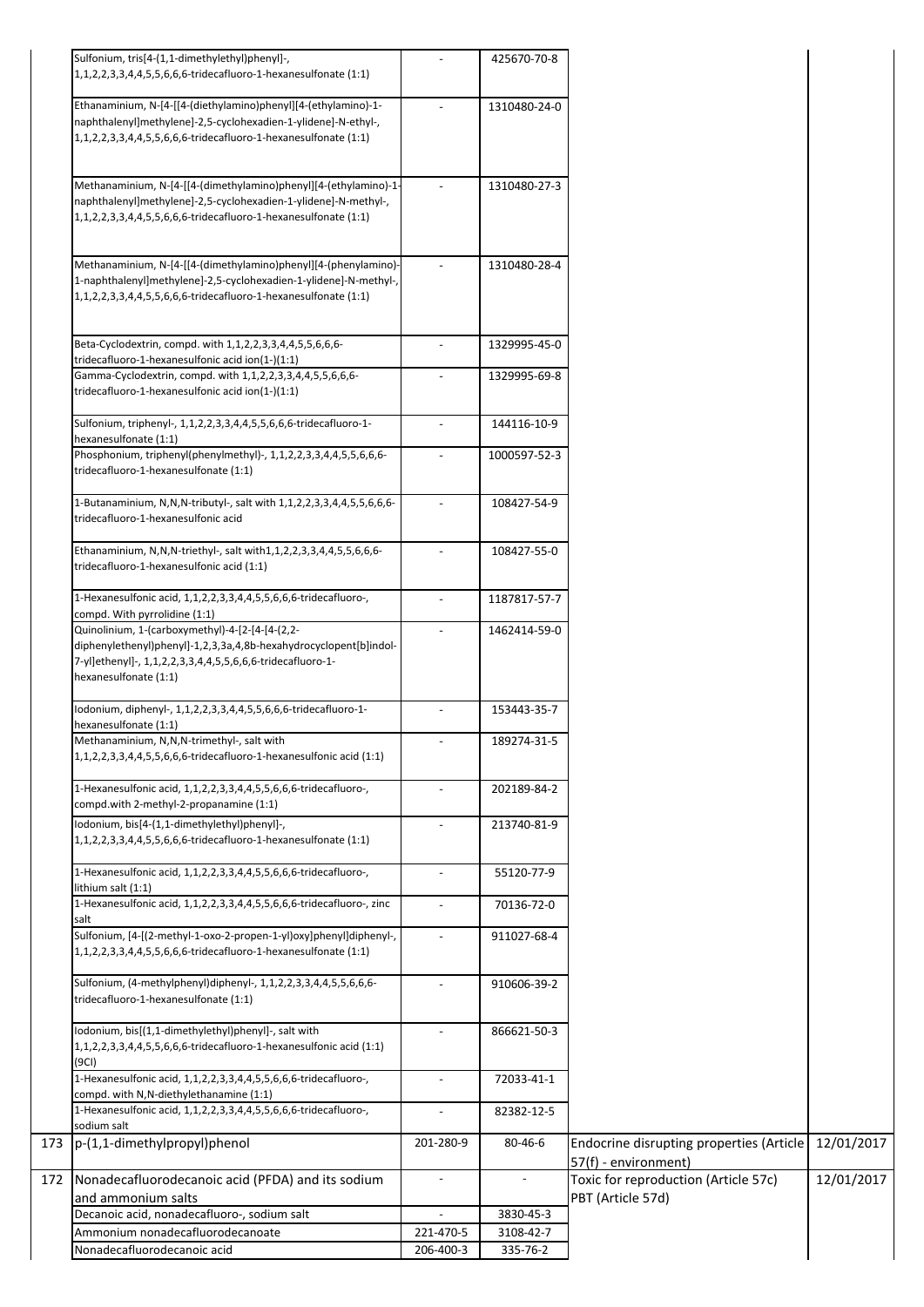| | | | | | |
|---|---|---|---|---|---|
| | Sulfonium, tris[4-(1,1-dimethylethyl)phenyl]-, 1,1,2,2,3,3,4,4,5,5,6,6,6-tridecafluoro-1-hexanesulfonate (1:1) | - | 425670-70-8 | | |
| | Ethanaminium, N-[4-[[4-(diethylamino)phenyl][4-(ethylamino)-1-naphthalenyl]methylene]-2,5-cyclohexadien-1-ylidene]-N-ethyl-, 1,1,2,2,3,3,4,4,5,5,6,6,6-tridecafluoro-1-hexanesulfonate (1:1) | - | 1310480-24-0 | | |
| | Methanaminium, N-[4-[[4-(dimethylamino)phenyl][4-(ethylamino)-1-naphthalenyl]methylene]-2,5-cyclohexadien-1-ylidene]-N-methyl-, 1,1,2,2,3,3,4,4,5,5,6,6,6-tridecafluoro-1-hexanesulfonate (1:1) | - | 1310480-27-3 | | |
| | Methanaminium, N-[4-[[4-(dimethylamino)phenyl][4-(phenylamino)-1-naphthalenyl]methylene]-2,5-cyclohexadien-1-ylidene]-N-methyl-, 1,1,2,2,3,3,4,4,5,5,6,6,6-tridecafluoro-1-hexanesulfonate (1:1) | - | 1310480-28-4 | | |
| | Beta-Cyclodextrin, compd. with 1,1,2,2,3,3,4,4,5,5,6,6,6-tridecafluoro-1-hexanesulfonic acid ion(1-)(1:1) | - | 1329995-45-0 | | |
| | Gamma-Cyclodextrin, compd. with 1,1,2,2,3,3,4,4,5,5,6,6,6-tridecafluoro-1-hexanesulfonic acid ion(1-)(1:1) | - | 1329995-69-8 | | |
| | Sulfonium, triphenyl-, 1,1,2,2,3,3,4,4,5,5,6,6,6-tridecafluoro-1-hexanesulfonate (1:1) | - | 144116-10-9 | | |
| | Phosphonium, triphenyl(phenylmethyl)-, 1,1,2,2,3,3,4,4,5,5,6,6,6-tridecafluoro-1-hexanesulfonate (1:1) | - | 1000597-52-3 | | |
| | 1-Butanaminium, N,N,N-tributyl-, salt with 1,1,2,2,3,3,4,4,5,5,6,6,6-tridecafluoro-1-hexanesulfonic acid | - | 108427-54-9 | | |
| | Ethanaminium, N,N,N-triethyl-, salt with1,1,2,2,3,3,4,4,5,5,6,6,6-tridecafluoro-1-hexanesulfonic acid (1:1) | - | 108427-55-0 | | |
| | 1-Hexanesulfonic acid, 1,1,2,2,3,3,4,4,5,5,6,6,6-tridecafluoro-, compd. With pyrrolidine (1:1) | - | 1187817-57-7 | | |
| | Quinolinium, 1-(carboxymethyl)-4-[2-[4-[4-(2,2-diphenylethenyl)phenyl]-1,2,3,3a,4,8b-hexahydrocyclopent[b]indol-7-yl]ethenyl]-, 1,1,2,2,3,3,4,4,5,5,6,6,6-tridecafluoro-1-hexanesulfonate (1:1) | - | 1462414-59-0 | | |
| | Iodonium, diphenyl-, 1,1,2,2,3,3,4,4,5,5,6,6,6-tridecafluoro-1-hexanesulfonate (1:1) | - | 153443-35-7 | | |
| | Methanaminium, N,N,N-trimethyl-, salt with 1,1,2,2,3,3,4,4,5,5,6,6,6-tridecafluoro-1-hexanesulfonic acid (1:1) | - | 189274-31-5 | | |
| | 1-Hexanesulfonic acid, 1,1,2,2,3,3,4,4,5,5,6,6,6-tridecafluoro-, compd.with 2-methyl-2-propanamine (1:1) | - | 202189-84-2 | | |
| | Iodonium, bis[4-(1,1-dimethylethyl)phenyl]-, 1,1,2,2,3,3,4,4,5,5,6,6,6-tridecafluoro-1-hexanesulfonate (1:1) | - | 213740-81-9 | | |
| | 1-Hexanesulfonic acid, 1,1,2,2,3,3,4,4,5,5,6,6,6-tridecafluoro-, lithium salt (1:1) | - | 55120-77-9 | | |
| | 1-Hexanesulfonic acid, 1,1,2,2,3,3,4,4,5,5,6,6,6-tridecafluoro-, zinc salt | - | 70136-72-0 | | |
| | Sulfonium, [4-[(2-methyl-1-oxo-2-propen-1-yl)oxy]phenyl]diphenyl-, 1,1,2,2,3,3,4,4,5,5,6,6,6-tridecafluoro-1-hexanesulfonate (1:1) | - | 911027-68-4 | | |
| | Sulfonium, (4-methylphenyl)diphenyl-, 1,1,2,2,3,3,4,4,5,5,6,6,6-tridecafluoro-1-hexanesulfonate (1:1) | - | 910606-39-2 | | |
| | Iodonium, bis[(1,1-dimethylethyl)phenyl]-, salt with 1,1,2,2,3,3,4,4,5,5,6,6,6-tridecafluoro-1-hexanesulfonic acid (1:1) (9CI) | - | 866621-50-3 | | |
| | 1-Hexanesulfonic acid, 1,1,2,2,3,3,4,4,5,5,6,6,6-tridecafluoro-, compd. with N,N-diethylethanamine (1:1) | - | 72033-41-1 | | |
| | 1-Hexanesulfonic acid, 1,1,2,2,3,3,4,4,5,5,6,6,6-tridecafluoro-, sodium salt | - | 82382-12-5 | | |
| 173 | p-(1,1-dimethylpropyl)phenol | 201-280-9 | 80-46-6 | Endocrine disrupting properties (Article 57(f) - environment) | 12/01/2017 |
| 172 | Nonadecafluorodecanoic acid (PFDA) and its sodium and ammonium salts | - | - | Toxic for reproduction (Article 57c) PBT (Article 57d) | 12/01/2017 |
| | Decanoic acid, nonadecafluoro-, sodium salt | - | 3830-45-3 | | |
| | Ammonium nonadecafluorodecanoate | 221-470-5 | 3108-42-7 | | |
| | Nonadecafluorodecanoic acid | 206-400-3 | 335-76-2 | | |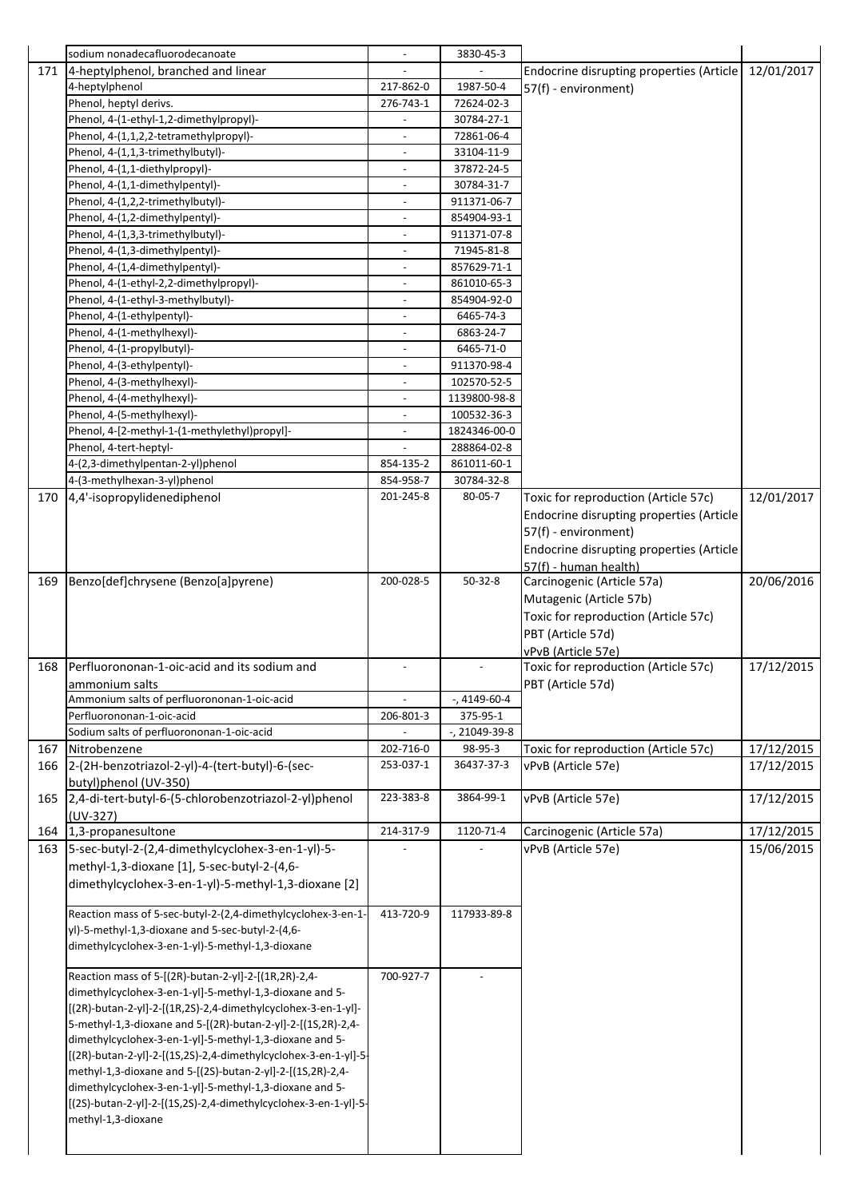| | | | | | |
|---|---|---|---|---|---|
| | sodium nonadecafluorodecanoate | - | 3830-45-3 | | |
| 171 | 4-heptylphenol, branched and linear | - | - | Endocrine disrupting properties (Article 57(f) - environment) | 12/01/2017 |
| | 4-heptylphenol | 217-862-0 | 1987-50-4 | | |
| | Phenol, heptyl derivs. | 276-743-1 | 72624-02-3 | | |
| | Phenol, 4-(1-ethyl-1,2-dimethylpropyl)- | - | 30784-27-1 | | |
| | Phenol, 4-(1,1,2,2-tetramethylpropyl)- | - | 72861-06-4 | | |
| | Phenol, 4-(1,1,3-trimethylbutyl)- | - | 33104-11-9 | | |
| | Phenol, 4-(1,1-diethylpropyl)- | - | 37872-24-5 | | |
| | Phenol, 4-(1,1-dimethylpentyl)- | - | 30784-31-7 | | |
| | Phenol, 4-(1,2,2-trimethylbutyl)- | - | 911371-06-7 | | |
| | Phenol, 4-(1,2-dimethylpentyl)- | - | 854904-93-1 | | |
| | Phenol, 4-(1,3,3-trimethylbutyl)- | - | 911371-07-8 | | |
| | Phenol, 4-(1,3-dimethylpentyl)- | - | 71945-81-8 | | |
| | Phenol, 4-(1,4-dimethylpentyl)- | - | 857629-71-1 | | |
| | Phenol, 4-(1-ethyl-2,2-dimethylpropyl)- | - | 861010-65-3 | | |
| | Phenol, 4-(1-ethyl-3-methylbutyl)- | - | 854904-92-0 | | |
| | Phenol, 4-(1-ethylpentyl)- | - | 6465-74-3 | | |
| | Phenol, 4-(1-methylhexyl)- | - | 6863-24-7 | | |
| | Phenol, 4-(1-propylbutyl)- | - | 6465-71-0 | | |
| | Phenol, 4-(3-ethylpentyl)- | - | 911370-98-4 | | |
| | Phenol, 4-(3-methylhexyl)- | - | 102570-52-5 | | |
| | Phenol, 4-(4-methylhexyl)- | - | 1139800-98-8 | | |
| | Phenol, 4-(5-methylhexyl)- | - | 100532-36-3 | | |
| | Phenol, 4-[2-methyl-1-(1-methylethyl)propyl]- | - | 1824346-00-0 | | |
| | Phenol, 4-tert-heptyl- | - | 288864-02-8 | | |
| | 4-(2,3-dimethylpentan-2-yl)phenol | 854-135-2 | 861011-60-1 | | |
| | 4-(3-methylhexan-3-yl)phenol | 854-958-7 | 30784-32-8 | | |
| 170 | 4,4'-isopropylidenediphenol | 201-245-8 | 80-05-7 | Toxic for reproduction (Article 57c)<br>Endocrine disrupting properties (Article 57(f) - environment)<br>Endocrine disrupting properties (Article 57(f) - human health) | 12/01/2017 |
| 169 | Benzo[def]chrysene (Benzo[a]pyrene) | 200-028-5 | 50-32-8 | Carcinogenic (Article 57a)<br>Mutagenic (Article 57b)<br>Toxic for reproduction (Article 57c)<br>PBT (Article 57d)<br>vPvB (Article 57e) | 20/06/2016 |
| 168 | Perfluorononan-1-oic-acid and its sodium and ammonium salts | - | - | Toxic for reproduction (Article 57c)<br>PBT (Article 57d) | 17/12/2015 |
| | Ammonium salts of perfluorononan-1-oic-acid | - | -, 4149-60-4 | | |
| | Perfluorononan-1-oic-acid | 206-801-3 | 375-95-1 | | |
| | Sodium salts of perfluorononan-1-oic-acid | - | -, 21049-39-8 | | |
| 167 | Nitrobenzene | 202-716-0 | 98-95-3 | Toxic for reproduction (Article 57c) | 17/12/2015 |
| 166 | 2-(2H-benzotriazol-2-yl)-4-(tert-butyl)-6-(sec-butyl)phenol (UV-350) | 253-037-1 | 36437-37-3 | vPvB (Article 57e) | 17/12/2015 |
| 165 | 2,4-di-tert-butyl-6-(5-chlorobenzotriazol-2-yl)phenol (UV-327) | 223-383-8 | 3864-99-1 | vPvB (Article 57e) | 17/12/2015 |
| 164 | 1,3-propanesultone | 214-317-9 | 1120-71-4 | Carcinogenic (Article 57a) | 17/12/2015 |
| 163 | 5-sec-butyl-2-(2,4-dimethylcyclohex-3-en-1-yl)-5-methyl-1,3-dioxane [1], 5-sec-butyl-2-(4,6-dimethylcyclohex-3-en-1-yl)-5-methyl-1,3-dioxane [2] | - | - | vPvB (Article 57e) | 15/06/2015 |
| | Reaction mass of 5-sec-butyl-2-(2,4-dimethylcyclohex-3-en-1-yl)-5-methyl-1,3-dioxane and 5-sec-butyl-2-(4,6-dimethylcyclohex-3-en-1-yl)-5-methyl-1,3-dioxane | 413-720-9 | 117933-89-8 | | |
| | Reaction mass of 5-[(2R)-butan-2-yl]-2-[(1R,2R)-2,4-dimethylcyclohex-3-en-1-yl]-5-methyl-1,3-dioxane and 5-[(2R)-butan-2-yl]-2-[(1R,2S)-2,4-dimethylcyclohex-3-en-1-yl]-5-methyl-1,3-dioxane and 5-[(2R)-butan-2-yl]-2-[(1S,2R)-2,4-dimethylcyclohex-3-en-1-yl]-5-methyl-1,3-dioxane and 5-[(2R)-butan-2-yl]-2-[(1S,2S)-2,4-dimethylcyclohex-3-en-1-yl]-5-methyl-1,3-dioxane and 5-[(2S)-butan-2-yl]-2-[(1S,2R)-2,4-dimethylcyclohex-3-en-1-yl]-5-methyl-1,3-dioxane and 5-[(2S)-butan-2-yl]-2-[(1S,2S)-2,4-dimethylcyclohex-3-en-1-yl]-5-methyl-1,3-dioxane | 700-927-7 | - | | |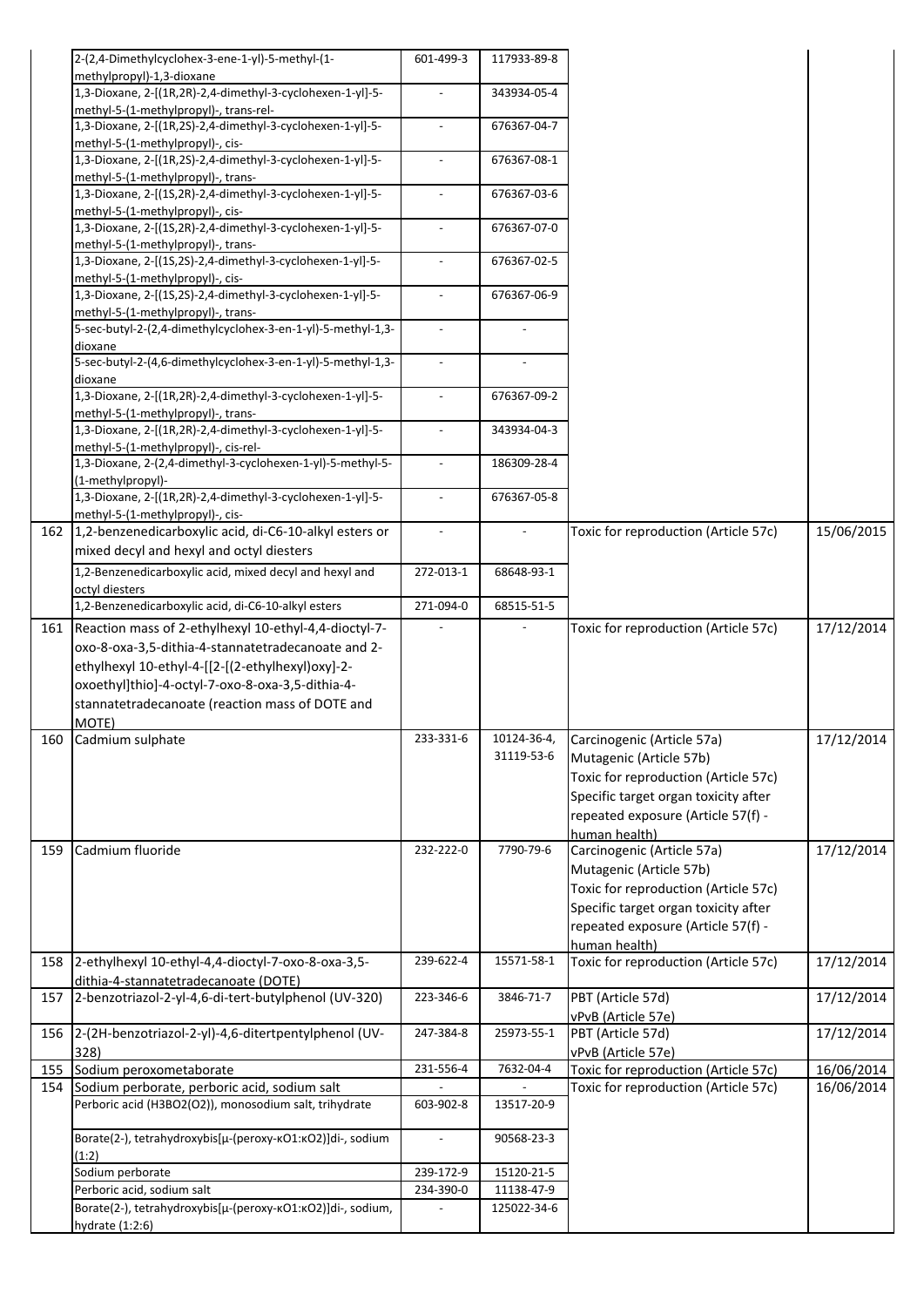| | | | | | |
|---|---|---|---|---|---|
| | 2-(2,4-Dimethylcyclohex-3-ene-1-yl)-5-methyl-(1-methylpropyl)-1,3-dioxane | 601-499-3 | 117933-89-8 | | |
| | 1,3-Dioxane, 2-[(1R,2R)-2,4-dimethyl-3-cyclohexen-1-yl]-5-methyl-5-(1-methylpropyl)-, trans-rel- | - | 343934-05-4 | | |
| | 1,3-Dioxane, 2-[(1R,2S)-2,4-dimethyl-3-cyclohexen-1-yl]-5-methyl-5-(1-methylpropyl)-, cis- | - | 676367-04-7 | | |
| | 1,3-Dioxane, 2-[(1R,2S)-2,4-dimethyl-3-cyclohexen-1-yl]-5-methyl-5-(1-methylpropyl)-, trans- | - | 676367-08-1 | | |
| | 1,3-Dioxane, 2-[(1S,2R)-2,4-dimethyl-3-cyclohexen-1-yl]-5-methyl-5-(1-methylpropyl)-, cis- | - | 676367-03-6 | | |
| | 1,3-Dioxane, 2-[(1S,2R)-2,4-dimethyl-3-cyclohexen-1-yl]-5-methyl-5-(1-methylpropyl)-, trans- | - | 676367-07-0 | | |
| | 1,3-Dioxane, 2-[(1S,2S)-2,4-dimethyl-3-cyclohexen-1-yl]-5-methyl-5-(1-methylpropyl)-, cis- | - | 676367-02-5 | | |
| | 1,3-Dioxane, 2-[(1S,2S)-2,4-dimethyl-3-cyclohexen-1-yl]-5-methyl-5-(1-methylpropyl)-, trans- | - | 676367-06-9 | | |
| | 5-sec-butyl-2-(2,4-dimethylcyclohex-3-en-1-yl)-5-methyl-1,3-dioxane | - | - | | |
| | 5-sec-butyl-2-(4,6-dimethylcyclohex-3-en-1-yl)-5-methyl-1,3-dioxane | - | - | | |
| | 1,3-Dioxane, 2-[(1R,2R)-2,4-dimethyl-3-cyclohexen-1-yl]-5-methyl-5-(1-methylpropyl)-, trans- | - | 676367-09-2 | | |
| | 1,3-Dioxane, 2-[(1R,2R)-2,4-dimethyl-3-cyclohexen-1-yl]-5-methyl-5-(1-methylpropyl)-, cis-rel- | - | 343934-04-3 | | |
| | 1,3-Dioxane, 2-(2,4-dimethyl-3-cyclohexen-1-yl)-5-methyl-5-(1-methylpropyl)- | - | 186309-28-4 | | |
| | 1,3-Dioxane, 2-[(1R,2R)-2,4-dimethyl-3-cyclohexen-1-yl]-5-methyl-5-(1-methylpropyl)-, cis- | - | 676367-05-8 | | |
| 162 | 1,2-benzenedicarboxylic acid, di-C6-10-alkyl esters or mixed decyl and hexyl and octyl diesters | - | - | Toxic for reproduction (Article 57c) | 15/06/2015 |
| | 1,2-Benzenedicarboxylic acid, mixed decyl and hexyl and octyl diesters | 272-013-1 | 68648-93-1 | | |
| | 1,2-Benzenedicarboxylic acid, di-C6-10-alkyl esters | 271-094-0 | 68515-51-5 | | |
| 161 | Reaction mass of 2-ethylhexyl 10-ethyl-4,4-dioctyl-7-oxo-8-oxa-3,5-dithia-4-stannatetradecanoate and 2-ethylhexyl 10-ethyl-4-[[2-[(2-ethylhexyl)oxy]-2-oxoethyl]thio]-4-octyl-7-oxo-8-oxa-3,5-dithia-4-stannatetradecanoate (reaction mass of DOTE and MOTE) | - | - | Toxic for reproduction (Article 57c) | 17/12/2014 |
| 160 | Cadmium sulphate | 233-331-6 | 10124-36-4, 31119-53-6 | Carcinogenic (Article 57a)<br>Mutagenic (Article 57b)<br>Toxic for reproduction (Article 57c)<br>Specific target organ toxicity after repeated exposure (Article 57(f) - human health) | 17/12/2014 |
| 159 | Cadmium fluoride | 232-222-0 | 7790-79-6 | Carcinogenic (Article 57a)<br>Mutagenic (Article 57b)<br>Toxic for reproduction (Article 57c)<br>Specific target organ toxicity after repeated exposure (Article 57(f) - human health) | 17/12/2014 |
| 158 | 2-ethylhexyl 10-ethyl-4,4-dioctyl-7-oxo-8-oxa-3,5-dithia-4-stannatetradecanoate (DOTE) | 239-622-4 | 15571-58-1 | Toxic for reproduction (Article 57c) | 17/12/2014 |
| 157 | 2-benzotriazol-2-yl-4,6-di-tert-butylphenol (UV-320) | 223-346-6 | 3846-71-7 | PBT (Article 57d)<br>vPvB (Article 57e) | 17/12/2014 |
| 156 | 2-(2H-benzotriazol-2-yl)-4,6-ditertpentylphenol (UV-328) | 247-384-8 | 25973-55-1 | PBT (Article 57d)<br>vPvB (Article 57e) | 17/12/2014 |
| 155 | Sodium peroxometaborate | 231-556-4 | 7632-04-4 | Toxic for reproduction (Article 57c) | 16/06/2014 |
| 154 | Sodium perborate, perboric acid, sodium salt | - | - | Toxic for reproduction (Article 57c) | 16/06/2014 |
| | Perboric acid (H3BO2(O2)), monosodium salt, trihydrate | 603-902-8 | 13517-20-9 | | |
| | Borate(2-), tetrahydroxybis[μ-(peroxy-κO1:κO2)]di-, sodium (1:2) | - | 90568-23-3 | | |
| | Sodium perborate | 239-172-9 | 15120-21-5 | | |
| | Perboric acid, sodium salt | 234-390-0 | 11138-47-9 | | |
| | Borate(2-), tetrahydroxybis[μ-(peroxy-κO1:κO2)]di-, sodium, hydrate (1:2:6) | - | 125022-34-6 | | |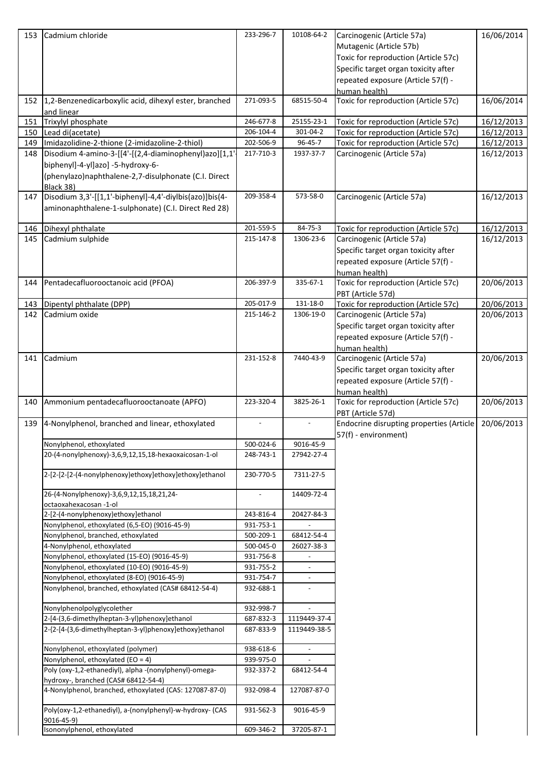| | | | | | |
|---|---|---|---|---|---|
| 153 | Cadmium chloride | 233-296-7 | 10108-64-2 | Carcinogenic (Article 57a)<br>Mutagenic (Article 57b)<br>Toxic for reproduction (Article 57c)<br>Specific target organ toxicity after repeated exposure (Article 57(f) - human health) | 16/06/2014 |
| 152 | 1,2-Benzenedicarboxylic acid, dihexyl ester, branched and linear | 271-093-5 | 68515-50-4 | Toxic for reproduction (Article 57c) | 16/06/2014 |
| 151 | Trixylyl phosphate | 246-677-8 | 25155-23-1 | Toxic for reproduction (Article 57c) | 16/12/2013 |
| 150 | Lead di(acetate) | 206-104-4 | 301-04-2 | Toxic for reproduction (Article 57c) | 16/12/2013 |
| 149 | Imidazolidine-2-thione (2-imidazoline-2-thiol) | 202-506-9 | 96-45-7 | Toxic for reproduction (Article 57c) | 16/12/2013 |
| 148 | Disodium 4-amino-3-[[4'-[(2,4-diaminophenyl)azo][1,1'-biphenyl]-4-yl]azo] -5-hydroxy-6-(phenylazo)naphthalene-2,7-disulphonate (C.I. Direct Black 38) | 217-710-3 | 1937-37-7 | Carcinogenic (Article 57a) | 16/12/2013 |
| 147 | Disodium 3,3'-[[1,1'-biphenyl]-4,4'-diylbis(azo)]bis(4-aminonaphthalene-1-sulphonate) (C.I. Direct Red 28) | 209-358-4 | 573-58-0 | Carcinogenic (Article 57a) | 16/12/2013 |
| 146 | Dihexyl phthalate | 201-559-5 | 84-75-3 | Toxic for reproduction (Article 57c) | 16/12/2013 |
| 145 | Cadmium sulphide | 215-147-8 | 1306-23-6 | Carcinogenic (Article 57a)<br>Specific target organ toxicity after repeated exposure (Article 57(f) - human health) | 16/12/2013 |
| 144 | Pentadecafluorooctanoic acid (PFOA) | 206-397-9 | 335-67-1 | Toxic for reproduction (Article 57c)<br>PBT (Article 57d) | 20/06/2013 |
| 143 | Dipentyl phthalate (DPP) | 205-017-9 | 131-18-0 | Toxic for reproduction (Article 57c) | 20/06/2013 |
| 142 | Cadmium oxide | 215-146-2 | 1306-19-0 | Carcinogenic (Article 57a)<br>Specific target organ toxicity after repeated exposure (Article 57(f) - human health) | 20/06/2013 |
| 141 | Cadmium | 231-152-8 | 7440-43-9 | Carcinogenic (Article 57a)<br>Specific target organ toxicity after repeated exposure (Article 57(f) - human health) | 20/06/2013 |
| 140 | Ammonium pentadecafluorooctanoate (APFO) | 223-320-4 | 3825-26-1 | Toxic for reproduction (Article 57c)<br>PBT (Article 57d) | 20/06/2013 |
| 139 | 4-Nonylphenol, branched and linear, ethoxylated | - | - | Endocrine disrupting properties (Article 57(f) - environment) | 20/06/2013 |
| | Nonylphenol, ethoxylated | 500-024-6 | 9016-45-9 | | |
| | 20-(4-nonylphenoxy)-3,6,9,12,15,18-hexaoxaicosan-1-ol | 248-743-1 | 27942-27-4 | | |
| | 2-[2-[2-[2-(4-nonylphenoxy)ethoxy]ethoxy]ethoxy]ethanol | 230-770-5 | 7311-27-5 | | |
| | 26-(4-Nonylphenoxy)-3,6,9,12,15,18,21,24-octaoxahexacosan -1-ol | - | 14409-72-4 | | |
| | 2-[2-(4-nonylphenoxy)ethoxy]ethanol | 243-816-4 | 20427-84-3 | | |
| | Nonylphenol, ethoxylated (6,5-EO) (9016-45-9) | 931-753-1 | - | | |
| | Nonylphenol, branched, ethoxylated | 500-209-1 | 68412-54-4 | | |
| | 4-Nonylphenol, ethoxylated | 500-045-0 | 26027-38-3 | | |
| | Nonylphenol, ethoxylated (15-EO) (9016-45-9) | 931-756-8 | - | | |
| | Nonylphenol, ethoxylated (10-EO) (9016-45-9) | 931-755-2 | - | | |
| | Nonylphenol, ethoxylated (8-EO) (9016-45-9) | 931-754-7 | - | | |
| | Nonylphenol, branched, ethoxylated (CAS# 68412-54-4) | 932-688-1 | - | | |
| | Nonylphenolpolyglycolether | 932-998-7 | - | | |
| | 2-[4-(3,6-dimethylheptan-3-yl)phenoxy]ethanol | 687-832-3 | 1119449-37-4 | | |
| | 2-{2-[4-(3,6-dimethylheptan-3-yl)phenoxy]ethoxy}ethanol | 687-833-9 | 1119449-38-5 | | |
| | Nonylphenol, ethoxylated (polymer) | 938-618-6 | - | | |
| | Nonylphenol, ethoxylated (EO = 4) | 939-975-0 | - | | |
| | Poly (oxy-1,2-ethanediyl), alpha -(nonylphenyl)-omega-hydroxy-, branched (CAS# 68412-54-4) | 932-337-2 | 68412-54-4 | | |
| | 4-Nonylphenol, branched, ethoxylated (CAS: 127087-87-0) | 932-098-4 | 127087-87-0 | | |
| | Poly(oxy-1,2-ethanediyl), a-(nonylphenyl)-w-hydroxy- (CAS 9016-45-9) | 931-562-3 | 9016-45-9 | | |
| | Isononylphenol, ethoxylated | 609-346-2 | 37205-87-1 | | |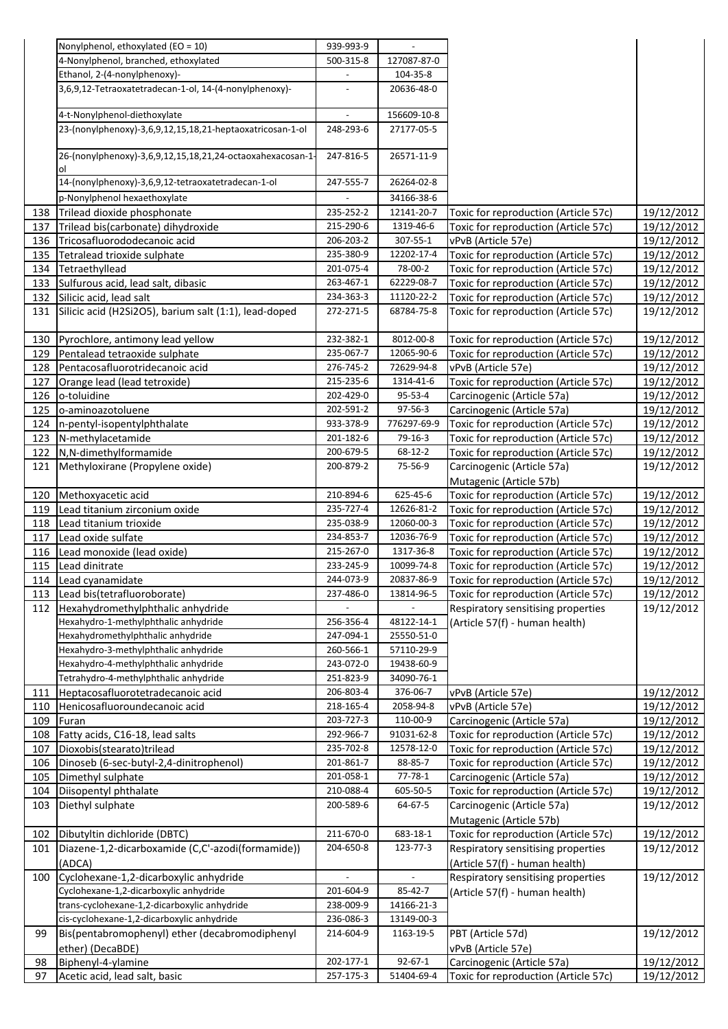| | | | | | |
|---|---|---|---|---|---|
| | Nonylphenol, ethoxylated (EO = 10) | 939-993-9 | - | | |
| | 4-Nonylphenol, branched, ethoxylated | 500-315-8 | 127087-87-0 | | |
| | Ethanol, 2-(4-nonylphenoxy)- | - | 104-35-8 | | |
| | 3,6,9,12-Tetraoxatetradecan-1-ol, 14-(4-nonylphenoxy)- | - | 20636-48-0 | | |
| | 4-t-Nonylphenol-diethoxylate | - | 156609-10-8 | | |
| | 23-(nonylphenoxy)-3,6,9,12,15,18,21-heptaoxatricosan-1-ol | 248-293-6 | 27177-05-5 | | |
| | 26-(nonylphenoxy)-3,6,9,12,15,18,21,24-octaoxahexacosan-1-ol | 247-816-5 | 26571-11-9 | | |
| | 14-(nonylphenoxy)-3,6,9,12-tetraoxatetradecan-1-ol | 247-555-7 | 26264-02-8 | | |
| | p-Nonylphenol hexaethoxylate | - | 34166-38-6 | | |
| 138 | Trilead dioxide phosphonate | 235-252-2 | 12141-20-7 | Toxic for reproduction (Article 57c) | 19/12/2012 |
| 137 | Trilead bis(carbonate) dihydroxide | 215-290-6 | 1319-46-6 | Toxic for reproduction (Article 57c) | 19/12/2012 |
| 136 | Tricosafluorododecanoic acid | 206-203-2 | 307-55-1 | vPvB (Article 57e) | 19/12/2012 |
| 135 | Tetralead trioxide sulphate | 235-380-9 | 12202-17-4 | Toxic for reproduction (Article 57c) | 19/12/2012 |
| 134 | Tetraethyllead | 201-075-4 | 78-00-2 | Toxic for reproduction (Article 57c) | 19/12/2012 |
| 133 | Sulfurous acid, lead salt, dibasic | 263-467-1 | 62229-08-7 | Toxic for reproduction (Article 57c) | 19/12/2012 |
| 132 | Silicic acid, lead salt | 234-363-3 | 11120-22-2 | Toxic for reproduction (Article 57c) | 19/12/2012 |
| 131 | Silicic acid (H2Si2O5), barium salt (1:1), lead-doped | 272-271-5 | 68784-75-8 | Toxic for reproduction (Article 57c) | 19/12/2012 |
| 130 | Pyrochlore, antimony lead yellow | 232-382-1 | 8012-00-8 | Toxic for reproduction (Article 57c) | 19/12/2012 |
| 129 | Pentalead tetraoxide sulphate | 235-067-7 | 12065-90-6 | Toxic for reproduction (Article 57c) | 19/12/2012 |
| 128 | Pentacosafluorotridecanoic acid | 276-745-2 | 72629-94-8 | vPvB (Article 57e) | 19/12/2012 |
| 127 | Orange lead (lead tetroxide) | 215-235-6 | 1314-41-6 | Toxic for reproduction (Article 57c) | 19/12/2012 |
| 126 | o-toluidine | 202-429-0 | 95-53-4 | Carcinogenic (Article 57a) | 19/12/2012 |
| 125 | o-aminoazotoluene | 202-591-2 | 97-56-3 | Carcinogenic (Article 57a) | 19/12/2012 |
| 124 | n-pentyl-isopentylphthalate | 933-378-9 | 776297-69-9 | Toxic for reproduction (Article 57c) | 19/12/2012 |
| 123 | N-methylacetamide | 201-182-6 | 79-16-3 | Toxic for reproduction (Article 57c) | 19/12/2012 |
| 122 | N,N-dimethylformamide | 200-679-5 | 68-12-2 | Toxic for reproduction (Article 57c) | 19/12/2012 |
| 121 | Methyloxirane (Propylene oxide) | 200-879-2 | 75-56-9 | Carcinogenic (Article 57a) Mutagenic (Article 57b) | 19/12/2012 |
| 120 | Methoxyacetic acid | 210-894-6 | 625-45-6 | Toxic for reproduction (Article 57c) | 19/12/2012 |
| 119 | Lead titanium zirconium oxide | 235-727-4 | 12626-81-2 | Toxic for reproduction (Article 57c) | 19/12/2012 |
| 118 | Lead titanium trioxide | 235-038-9 | 12060-00-3 | Toxic for reproduction (Article 57c) | 19/12/2012 |
| 117 | Lead oxide sulfate | 234-853-7 | 12036-76-9 | Toxic for reproduction (Article 57c) | 19/12/2012 |
| 116 | Lead monoxide (lead oxide) | 215-267-0 | 1317-36-8 | Toxic for reproduction (Article 57c) | 19/12/2012 |
| 115 | Lead dinitrate | 233-245-9 | 10099-74-8 | Toxic for reproduction (Article 57c) | 19/12/2012 |
| 114 | Lead cyanamidate | 244-073-9 | 20837-86-9 | Toxic for reproduction (Article 57c) | 19/12/2012 |
| 113 | Lead bis(tetrafluoroborate) | 237-486-0 | 13814-96-5 | Toxic for reproduction (Article 57c) | 19/12/2012 |
| 112 | Hexahydromethylphthalic anhydride | - | - | Respiratory sensitising properties (Article 57(f) - human health) | 19/12/2012 |
| | Hexahydro-1-methylphthalic anhydride | 256-356-4 | 48122-14-1 | | |
| | Hexahydromethylphthalic anhydride | 247-094-1 | 25550-51-0 | | |
| | Hexahydro-3-methylphthalic anhydride | 260-566-1 | 57110-29-9 | | |
| | Hexahydro-4-methylphthalic anhydride | 243-072-0 | 19438-60-9 | | |
| | Tetrahydro-4-methylphthalic anhydride | 251-823-9 | 34090-76-1 | | |
| 111 | Heptacosafluorotetradecanoic acid | 206-803-4 | 376-06-7 | vPvB (Article 57e) | 19/12/2012 |
| 110 | Henicosafluoroundecanoic acid | 218-165-4 | 2058-94-8 | vPvB (Article 57e) | 19/12/2012 |
| 109 | Furan | 203-727-3 | 110-00-9 | Carcinogenic (Article 57a) | 19/12/2012 |
| 108 | Fatty acids, C16-18, lead salts | 292-966-7 | 91031-62-8 | Toxic for reproduction (Article 57c) | 19/12/2012 |
| 107 | Dioxobis(stearato)trilead | 235-702-8 | 12578-12-0 | Toxic for reproduction (Article 57c) | 19/12/2012 |
| 106 | Dinoseb (6-sec-butyl-2,4-dinitrophenol) | 201-861-7 | 88-85-7 | Toxic for reproduction (Article 57c) | 19/12/2012 |
| 105 | Dimethyl sulphate | 201-058-1 | 77-78-1 | Carcinogenic (Article 57a) | 19/12/2012 |
| 104 | Diisopentyl phthalate | 210-088-4 | 605-50-5 | Toxic for reproduction (Article 57c) | 19/12/2012 |
| 103 | Diethyl sulphate | 200-589-6 | 64-67-5 | Carcinogenic (Article 57a) Mutagenic (Article 57b) | 19/12/2012 |
| 102 | Dibutyltin dichloride (DBTC) | 211-670-0 | 683-18-1 | Toxic for reproduction (Article 57c) | 19/12/2012 |
| 101 | Diazene-1,2-dicarboxamide (C,C'-azodi(formamide)) (ADCA) | 204-650-8 | 123-77-3 | Respiratory sensitising properties (Article 57(f) - human health) | 19/12/2012 |
| 100 | Cyclohexane-1,2-dicarboxylic anhydride | - | - | Respiratory sensitising properties (Article 57(f) - human health) | 19/12/2012 |
| | Cyclohexane-1,2-dicarboxylic anhydride | 201-604-9 | 85-42-7 | | |
| | trans-cyclohexane-1,2-dicarboxylic anhydride | 238-009-9 | 14166-21-3 | | |
| | cis-cyclohexane-1,2-dicarboxylic anhydride | 236-086-3 | 13149-00-3 | | |
| 99 | Bis(pentabromophenyl) ether (decabromodiphenyl ether) (DecaBDE) | 214-604-9 | 1163-19-5 | PBT (Article 57d) vPvB (Article 57e) | 19/12/2012 |
| 98 | Biphenyl-4-ylamine | 202-177-1 | 92-67-1 | Carcinogenic (Article 57a) | 19/12/2012 |
| 97 | Acetic acid, lead salt, basic | 257-175-3 | 51404-69-4 | Toxic for reproduction (Article 57c) | 19/12/2012 |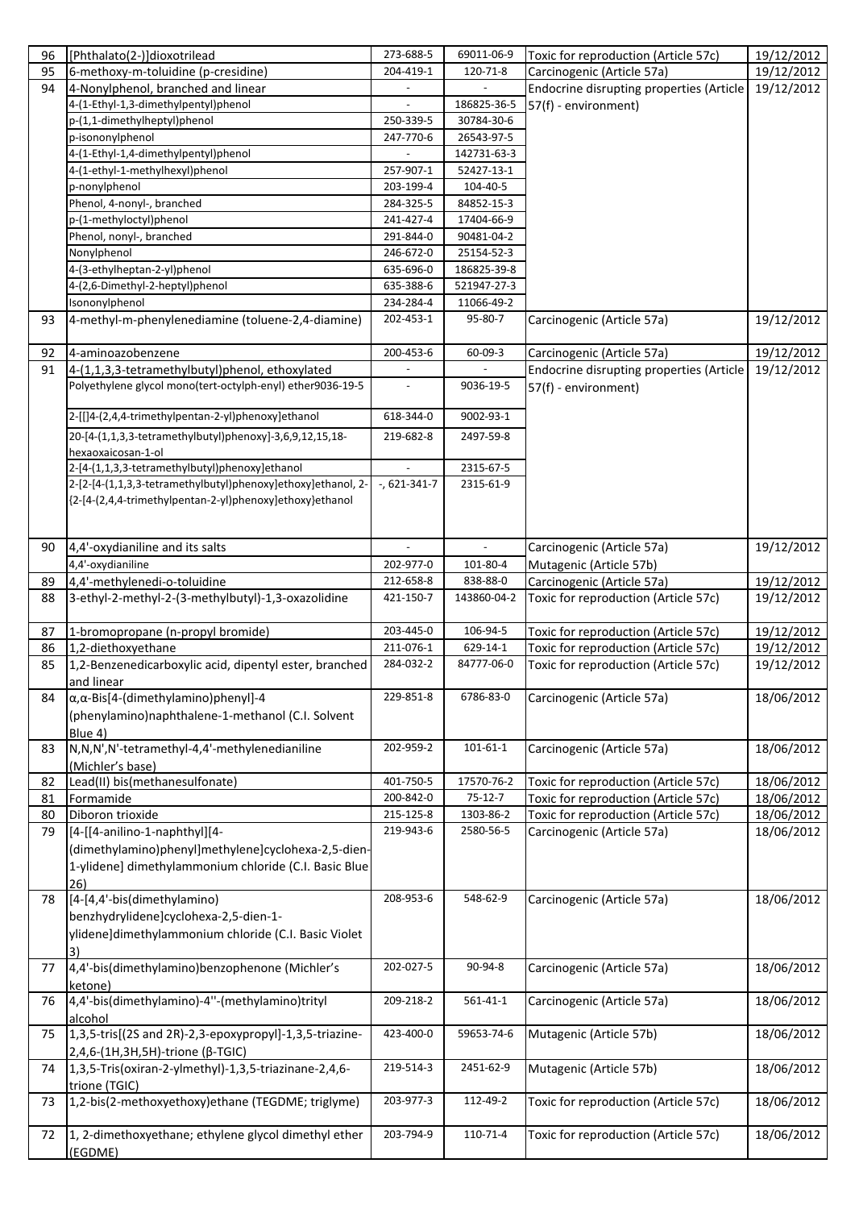| 96 | [Phthalato(2-)]dioxotrilead | 273-688-5 | 69011-06-9 | Toxic for reproduction (Article 57c) | 19/12/2012 |
|---|---|---|---|---|---|
| 95 | 6-methoxy-m-toluidine (p-cresidine) | 204-419-1 | 120-71-8 | Carcinogenic (Article 57a) | 19/12/2012 |
| 94 | 4-Nonylphenol, branched and linear | - | - | Endocrine disrupting properties (Article 57(f) - environment) | 19/12/2012 |
| | 4-(1-Ethyl-1,3-dimethylpentyl)phenol | - | 186825-36-5 | | |
| | p-(1,1-dimethylheptyl)phenol | 250-339-5 | 30784-30-6 | | |
| | p-isononylphenol | 247-770-6 | 26543-97-5 | | |
| | 4-(1-Ethyl-1,4-dimethylpentyl)phenol | - | 142731-63-3 | | |
| | 4-(1-ethyl-1-methylhexyl)phenol | 257-907-1 | 52427-13-1 | | |
| | p-nonylphenol | 203-199-4 | 104-40-5 | | |
| | Phenol, 4-nonyl-, branched | 284-325-5 | 84852-15-3 | | |
| | p-(1-methyloctyl)phenol | 241-427-4 | 17404-66-9 | | |
| | Phenol, nonyl-, branched | 291-844-0 | 90481-04-2 | | |
| | Nonylphenol | 246-672-0 | 25154-52-3 | | |
| | 4-(3-ethylheptan-2-yl)phenol | 635-696-0 | 186825-39-8 | | |
| | 4-(2,6-Dimethyl-2-heptyl)phenol | 635-388-6 | 521947-27-3 | | |
| | Isononylphenol | 234-284-4 | 11066-49-2 | | |
| 93 | 4-methyl-m-phenylenediamine (toluene-2,4-diamine) | 202-453-1 | 95-80-7 | Carcinogenic (Article 57a) | 19/12/2012 |
| 92 | 4-aminoazobenzene | 200-453-6 | 60-09-3 | Carcinogenic (Article 57a) | 19/12/2012 |
| 91 | 4-(1,1,3,3-tetramethylbutyl)phenol, ethoxylated | - | - | Endocrine disrupting properties (Article 57(f) - environment) | 19/12/2012 |
| | Polyethylene glycol mono(tert-octylph-enyl) ether9036-19-5 | - | 9036-19-5 | | |
| | 2-[[]4-(2,4,4-trimethylpentan-2-yl)phenoxy]ethanol | 618-344-0 | 9002-93-1 | | |
| | 20-[4-(1,1,3,3-tetramethylbutyl)phenoxy]-3,6,9,12,15,18-hexaoxaicosan-1-ol | 219-682-8 | 2497-59-8 | | |
| | 2-[4-(1,1,3,3-tetramethylbutyl)phenoxy]ethanol | - | 2315-67-5 | | |
| | 2-[2-[4-(1,1,3,3-tetramethylbutyl)phenoxy]ethoxy]ethanol, 2-{2-[4-(2,4,4-trimethylpentan-2-yl)phenoxy]ethoxy}ethanol | -, 621-341-7 | 2315-61-9 | | |
| 90 | 4,4'-oxydianiline and its salts | - | - | Carcinogenic (Article 57a) Mutagenic (Article 57b) | 19/12/2012 |
| | 4,4'-oxydianiline | 202-977-0 | 101-80-4 | | |
| 89 | 4,4'-methylenedi-o-toluidine | 212-658-8 | 838-88-0 | Carcinogenic (Article 57a) | 19/12/2012 |
| 88 | 3-ethyl-2-methyl-2-(3-methylbutyl)-1,3-oxazolidine | 421-150-7 | 143860-04-2 | Toxic for reproduction (Article 57c) | 19/12/2012 |
| 87 | 1-bromopropane (n-propyl bromide) | 203-445-0 | 106-94-5 | Toxic for reproduction (Article 57c) | 19/12/2012 |
| 86 | 1,2-diethoxyethane | 211-076-1 | 629-14-1 | Toxic for reproduction (Article 57c) | 19/12/2012 |
| 85 | 1,2-Benzenedicarboxylic acid, dipentyl ester, branched and linear | 284-032-2 | 84777-06-0 | Toxic for reproduction (Article 57c) | 19/12/2012 |
| 84 | α,α-Bis[4-(dimethylamino)phenyl]-4 (phenylamino)naphthalene-1-methanol (C.I. Solvent Blue 4) | 229-851-8 | 6786-83-0 | Carcinogenic (Article 57a) | 18/06/2012 |
| 83 | N,N,N',N'-tetramethyl-4,4'-methylenedianiline (Michler's base) | 202-959-2 | 101-61-1 | Carcinogenic (Article 57a) | 18/06/2012 |
| 82 | Lead(II) bis(methanesulfonate) | 401-750-5 | 17570-76-2 | Toxic for reproduction (Article 57c) | 18/06/2012 |
| 81 | Formamide | 200-842-0 | 75-12-7 | Toxic for reproduction (Article 57c) | 18/06/2012 |
| 80 | Diboron trioxide | 215-125-8 | 1303-86-2 | Toxic for reproduction (Article 57c) | 18/06/2012 |
| 79 | [4-[[4-anilino-1-naphthyl][4-(dimethylamino)phenyl]methylene]cyclohexa-2,5-dien-1-ylidene] dimethylammonium chloride (C.I. Basic Blue 26) | 219-943-6 | 2580-56-5 | Carcinogenic (Article 57a) | 18/06/2012 |
| 78 | [4-[4,4'-bis(dimethylamino) benzhydrylidene]cyclohexa-2,5-dien-1-ylidene]dimethylammonium chloride (C.I. Basic Violet 3) | 208-953-6 | 548-62-9 | Carcinogenic (Article 57a) | 18/06/2012 |
| 77 | 4,4'-bis(dimethylamino)benzophenone (Michler's ketone) | 202-027-5 | 90-94-8 | Carcinogenic (Article 57a) | 18/06/2012 |
| 76 | 4,4'-bis(dimethylamino)-4''-(methylamino)trityl alcohol | 209-218-2 | 561-41-1 | Carcinogenic (Article 57a) | 18/06/2012 |
| 75 | 1,3,5-tris[(2S and 2R)-2,3-epoxypropyl]-1,3,5-triazine-2,4,6-(1H,3H,5H)-trione (β-TGIC) | 423-400-0 | 59653-74-6 | Mutagenic (Article 57b) | 18/06/2012 |
| 74 | 1,3,5-Tris(oxiran-2-ylmethyl)-1,3,5-triazinane-2,4,6-trione (TGIC) | 219-514-3 | 2451-62-9 | Mutagenic (Article 57b) | 18/06/2012 |
| 73 | 1,2-bis(2-methoxyethoxy)ethane (TEGDME; triglyme) | 203-977-3 | 112-49-2 | Toxic for reproduction (Article 57c) | 18/06/2012 |
| 72 | 1, 2-dimethoxyethane; ethylene glycol dimethyl ether (EGDME) | 203-794-9 | 110-71-4 | Toxic for reproduction (Article 57c) | 18/06/2012 |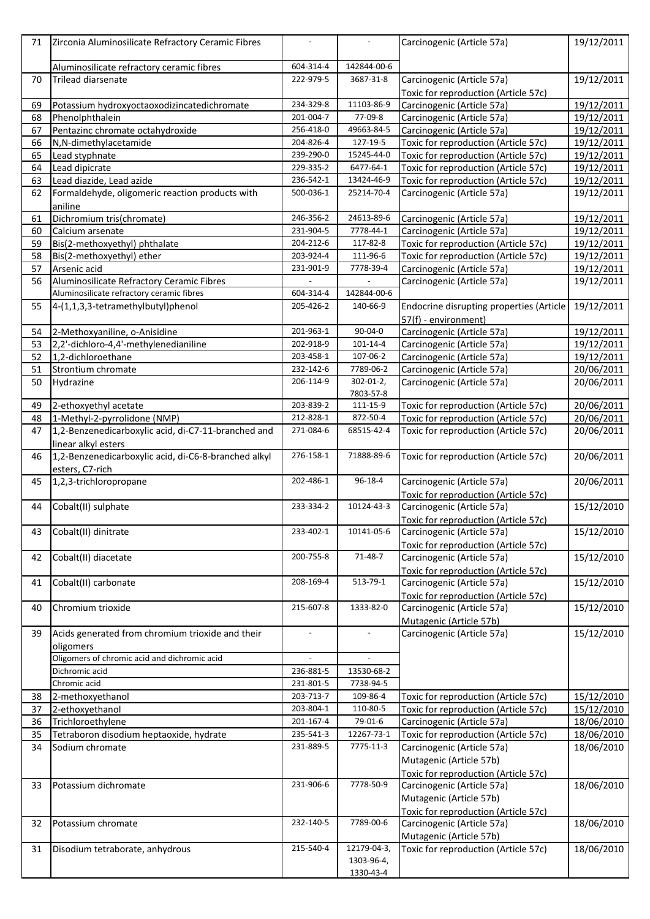| 71 | Zirconia Aluminosilicate Refractory Ceramic Fibres | - | - | Carcinogenic (Article 57a) | 19/12/2011 |
|---|---|---|---|---|---|
| | Aluminosilicate refractory ceramic fibres | 604-314-4 | 142844-00-6 | | |
| 70 | Trilead diarsenate | 222-979-5 | 3687-31-8 | Carcinogenic (Article 57a)<br>Toxic for reproduction (Article 57c) | 19/12/2011 |
| 69 | Potassium hydroxyoctaoxodizincatedichromate | 234-329-8 | 11103-86-9 | Carcinogenic (Article 57a) | 19/12/2011 |
| 68 | Phenolphthalein | 201-004-7 | 77-09-8 | Carcinogenic (Article 57a) | 19/12/2011 |
| 67 | Pentazinc chromate octahydroxide | 256-418-0 | 49663-84-5 | Carcinogenic (Article 57a) | 19/12/2011 |
| 66 | N,N-dimethylacetamide | 204-826-4 | 127-19-5 | Toxic for reproduction (Article 57c) | 19/12/2011 |
| 65 | Lead styphnate | 239-290-0 | 15245-44-0 | Toxic for reproduction (Article 57c) | 19/12/2011 |
| 64 | Lead dipicrate | 229-335-2 | 6477-64-1 | Toxic for reproduction (Article 57c) | 19/12/2011 |
| 63 | Lead diazide, Lead azide | 236-542-1 | 13424-46-9 | Toxic for reproduction (Article 57c) | 19/12/2011 |
| 62 | Formaldehyde, oligomeric reaction products with aniline | 500-036-1 | 25214-70-4 | Carcinogenic (Article 57a) | 19/12/2011 |
| 61 | Dichromium tris(chromate) | 246-356-2 | 24613-89-6 | Carcinogenic (Article 57a) | 19/12/2011 |
| 60 | Calcium arsenate | 231-904-5 | 7778-44-1 | Carcinogenic (Article 57a) | 19/12/2011 |
| 59 | Bis(2-methoxyethyl) phthalate | 204-212-6 | 117-82-8 | Toxic for reproduction (Article 57c) | 19/12/2011 |
| 58 | Bis(2-methoxyethyl) ether | 203-924-4 | 111-96-6 | Toxic for reproduction (Article 57c) | 19/12/2011 |
| 57 | Arsenic acid | 231-901-9 | 7778-39-4 | Carcinogenic (Article 57a) | 19/12/2011 |
| 56 | Aluminosilicate Refractory Ceramic Fibres | - | - | Carcinogenic (Article 57a) | 19/12/2011 |
| | Aluminosilicate refractory ceramic fibres | 604-314-4 | 142844-00-6 | | |
| 55 | 4-(1,1,3,3-tetramethylbutyl)phenol | 205-426-2 | 140-66-9 | Endocrine disrupting properties (Article 57(f) - environment) | 19/12/2011 |
| 54 | 2-Methoxyaniline, o-Anisidine | 201-963-1 | 90-04-0 | Carcinogenic (Article 57a) | 19/12/2011 |
| 53 | 2,2'-dichloro-4,4'-methylenedianiline | 202-918-9 | 101-14-4 | Carcinogenic (Article 57a) | 19/12/2011 |
| 52 | 1,2-dichloroethane | 203-458-1 | 107-06-2 | Carcinogenic (Article 57a) | 19/12/2011 |
| 51 | Strontium chromate | 232-142-6 | 7789-06-2 | Carcinogenic (Article 57a) | 20/06/2011 |
| 50 | Hydrazine | 206-114-9 | 302-01-2,<br>7803-57-8 | Carcinogenic (Article 57a) | 20/06/2011 |
| 49 | 2-ethoxyethyl acetate | 203-839-2 | 111-15-9 | Toxic for reproduction (Article 57c) | 20/06/2011 |
| 48 | 1-Methyl-2-pyrrolidone (NMP) | 212-828-1 | 872-50-4 | Toxic for reproduction (Article 57c) | 20/06/2011 |
| 47 | 1,2-Benzenedicarboxylic acid, di-C7-11-branched and linear alkyl esters | 271-084-6 | 68515-42-4 | Toxic for reproduction (Article 57c) | 20/06/2011 |
| 46 | 1,2-Benzenedicarboxylic acid, di-C6-8-branched alkyl esters, C7-rich | 276-158-1 | 71888-89-6 | Toxic for reproduction (Article 57c) | 20/06/2011 |
| 45 | 1,2,3-trichloropropane | 202-486-1 | 96-18-4 | Carcinogenic (Article 57a)<br>Toxic for reproduction (Article 57c) | 20/06/2011 |
| 44 | Cobalt(II) sulphate | 233-334-2 | 10124-43-3 | Carcinogenic (Article 57a)<br>Toxic for reproduction (Article 57c) | 15/12/2010 |
| 43 | Cobalt(II) dinitrate | 233-402-1 | 10141-05-6 | Carcinogenic (Article 57a)<br>Toxic for reproduction (Article 57c) | 15/12/2010 |
| 42 | Cobalt(II) diacetate | 200-755-8 | 71-48-7 | Carcinogenic (Article 57a)<br>Toxic for reproduction (Article 57c) | 15/12/2010 |
| 41 | Cobalt(II) carbonate | 208-169-4 | 513-79-1 | Carcinogenic (Article 57a)<br>Toxic for reproduction (Article 57c) | 15/12/2010 |
| 40 | Chromium trioxide | 215-607-8 | 1333-82-0 | Carcinogenic (Article 57a)<br>Mutagenic (Article 57b) | 15/12/2010 |
| 39 | Acids generated from chromium trioxide and their oligomers | - | - | Carcinogenic (Article 57a) | 15/12/2010 |
| | Oligomers of chromic acid and dichromic acid | - | - | | |
| | Dichromic acid | 236-881-5 | 13530-68-2 | | |
| | Chromic acid | 231-801-5 | 7738-94-5 | | |
| 38 | 2-methoxyethanol | 203-713-7 | 109-86-4 | Toxic for reproduction (Article 57c) | 15/12/2010 |
| 37 | 2-ethoxyethanol | 203-804-1 | 110-80-5 | Toxic for reproduction (Article 57c) | 15/12/2010 |
| 36 | Trichloroethylene | 201-167-4 | 79-01-6 | Carcinogenic (Article 57a) | 18/06/2010 |
| 35 | Tetraboron disodium heptaoxide, hydrate | 235-541-3 | 12267-73-1 | Toxic for reproduction (Article 57c) | 18/06/2010 |
| 34 | Sodium chromate | 231-889-5 | 7775-11-3 | Carcinogenic (Article 57a)<br>Mutagenic (Article 57b)<br>Toxic for reproduction (Article 57c) | 18/06/2010 |
| 33 | Potassium dichromate | 231-906-6 | 7778-50-9 | Carcinogenic (Article 57a)<br>Mutagenic (Article 57b)<br>Toxic for reproduction (Article 57c) | 18/06/2010 |
| 32 | Potassium chromate | 232-140-5 | 7789-00-6 | Carcinogenic (Article 57a)<br>Mutagenic (Article 57b) | 18/06/2010 |
| 31 | Disodium tetraborate, anhydrous | 215-540-4 | 12179-04-3,<br>1303-96-4,<br>1330-43-4 | Toxic for reproduction (Article 57c) | 18/06/2010 |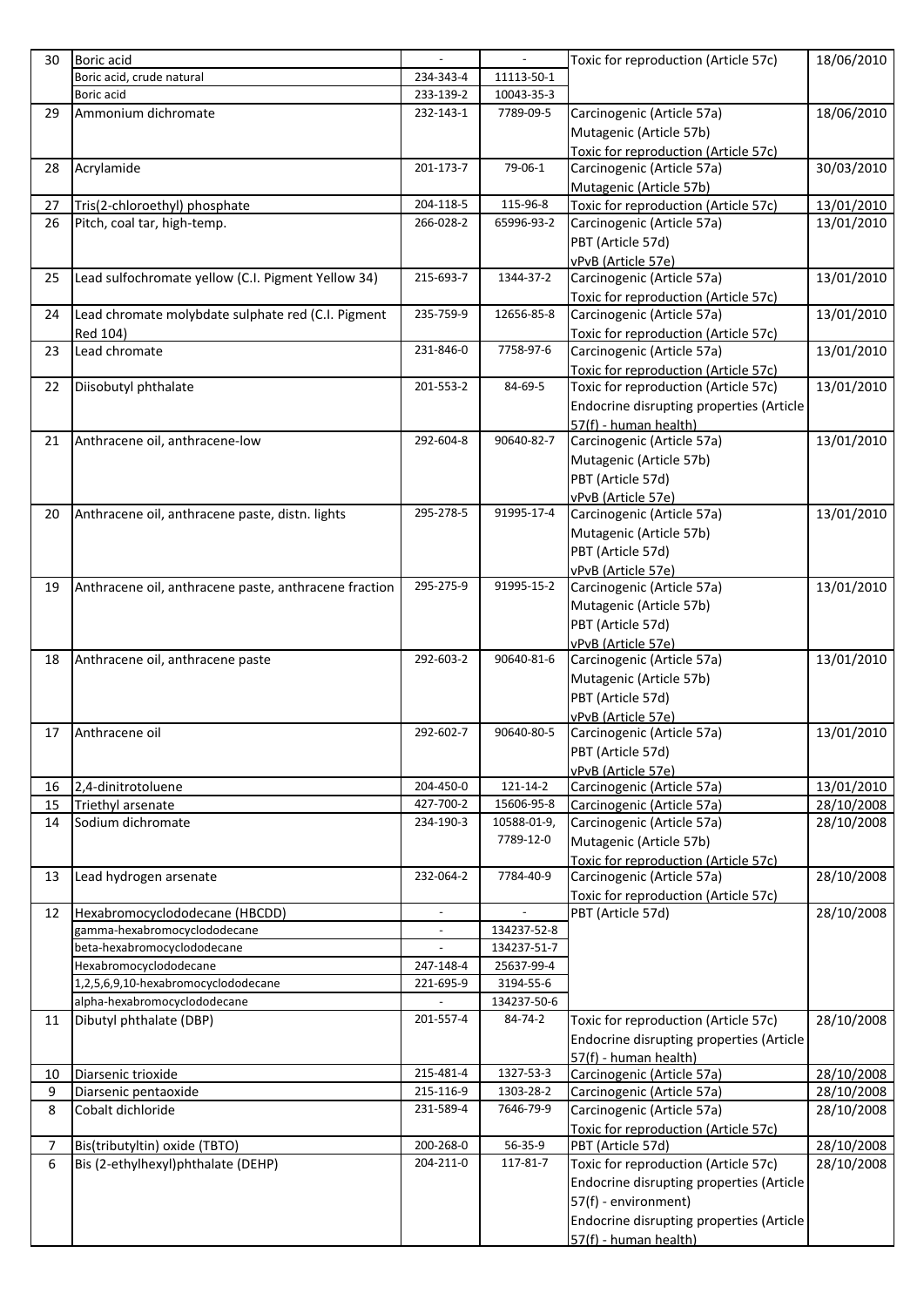| 30 | Boric acid | - | - | Toxic for reproduction (Article 57c) | 18/06/2010 |
|---|---|---|---|---|---|
| | Boric acid, crude natural | 234-343-4 | 11113-50-1 | | |
| | Boric acid | 233-139-2 | 10043-35-3 | | |
| 29 | Ammonium dichromate | 232-143-1 | 7789-09-5 | Carcinogenic (Article 57a)<br>Mutagenic (Article 57b)<br>Toxic for reproduction (Article 57c) | 18/06/2010 |
| 28 | Acrylamide | 201-173-7 | 79-06-1 | Carcinogenic (Article 57a)<br>Mutagenic (Article 57b) | 30/03/2010 |
| 27 | Tris(2-chloroethyl) phosphate | 204-118-5 | 115-96-8 | Toxic for reproduction (Article 57c) | 13/01/2010 |
| 26 | Pitch, coal tar, high-temp. | 266-028-2 | 65996-93-2 | Carcinogenic (Article 57a)<br>PBT (Article 57d)<br>vPvB (Article 57e) | 13/01/2010 |
| 25 | Lead sulfochromate yellow (C.I. Pigment Yellow 34) | 215-693-7 | 1344-37-2 | Carcinogenic (Article 57a)<br>Toxic for reproduction (Article 57c) | 13/01/2010 |
| 24 | Lead chromate molybdate sulphate red (C.I. Pigment Red 104) | 235-759-9 | 12656-85-8 | Carcinogenic (Article 57a)<br>Toxic for reproduction (Article 57c) | 13/01/2010 |
| 23 | Lead chromate | 231-846-0 | 7758-97-6 | Carcinogenic (Article 57a)<br>Toxic for reproduction (Article 57c) | 13/01/2010 |
| 22 | Diisobutyl phthalate | 201-553-2 | 84-69-5 | Toxic for reproduction (Article 57c)<br>Endocrine disrupting properties (Article 57(f) - human health) | 13/01/2010 |
| 21 | Anthracene oil, anthracene-low | 292-604-8 | 90640-82-7 | Carcinogenic (Article 57a)<br>Mutagenic (Article 57b)<br>PBT (Article 57d)<br>vPvB (Article 57e) | 13/01/2010 |
| 20 | Anthracene oil, anthracene paste, distn. lights | 295-278-5 | 91995-17-4 | Carcinogenic (Article 57a)<br>Mutagenic (Article 57b)<br>PBT (Article 57d)<br>vPvB (Article 57e) | 13/01/2010 |
| 19 | Anthracene oil, anthracene paste, anthracene fraction | 295-275-9 | 91995-15-2 | Carcinogenic (Article 57a)<br>Mutagenic (Article 57b)<br>PBT (Article 57d)<br>vPvB (Article 57e) | 13/01/2010 |
| 18 | Anthracene oil, anthracene paste | 292-603-2 | 90640-81-6 | Carcinogenic (Article 57a)<br>Mutagenic (Article 57b)<br>PBT (Article 57d)<br>vPvB (Article 57e) | 13/01/2010 |
| 17 | Anthracene oil | 292-602-7 | 90640-80-5 | Carcinogenic (Article 57a)<br>PBT (Article 57d)<br>vPvB (Article 57e) | 13/01/2010 |
| 16 | 2,4-dinitrotoluene | 204-450-0 | 121-14-2 | Carcinogenic (Article 57a) | 13/01/2010 |
| 15 | Triethyl arsenate | 427-700-2 | 15606-95-8 | Carcinogenic (Article 57a) | 28/10/2008 |
| 14 | Sodium dichromate | 234-190-3 | 10588-01-9,<br>7789-12-0 | Carcinogenic (Article 57a)<br>Mutagenic (Article 57b)<br>Toxic for reproduction (Article 57c) | 28/10/2008 |
| 13 | Lead hydrogen arsenate | 232-064-2 | 7784-40-9 | Carcinogenic (Article 57a)<br>Toxic for reproduction (Article 57c) | 28/10/2008 |
| 12 | Hexabromocyclododecane (HBCDD) | - | - | PBT (Article 57d) | 28/10/2008 |
| | gamma-hexabromocyclododecane | - | 134237-52-8 | | |
| | beta-hexabromocyclododecane | - | 134237-51-7 | | |
| | Hexabromocyclododecane | 247-148-4 | 25637-99-4 | | |
| | 1,2,5,6,9,10-hexabromocyclododecane | 221-695-9 | 3194-55-6 | | |
| | alpha-hexabromocyclododecane | - | 134237-50-6 | | |
| 11 | Dibutyl phthalate (DBP) | 201-557-4 | 84-74-2 | Toxic for reproduction (Article 57c)<br>Endocrine disrupting properties (Article 57(f) - human health) | 28/10/2008 |
| 10 | Diarsenic trioxide | 215-481-4 | 1327-53-3 | Carcinogenic (Article 57a) | 28/10/2008 |
| 9 | Diarsenic pentaoxide | 215-116-9 | 1303-28-2 | Carcinogenic (Article 57a) | 28/10/2008 |
| 8 | Cobalt dichloride | 231-589-4 | 7646-79-9 | Carcinogenic (Article 57a)<br>Toxic for reproduction (Article 57c) | 28/10/2008 |
| 7 | Bis(tributyltin) oxide (TBTO) | 200-268-0 | 56-35-9 | PBT (Article 57d) | 28/10/2008 |
| 6 | Bis (2-ethylhexyl)phthalate (DEHP) | 204-211-0 | 117-81-7 | Toxic for reproduction (Article 57c)<br>Endocrine disrupting properties (Article 57(f) - environment)<br>Endocrine disrupting properties (Article 57(f) - human health) | 28/10/2008 |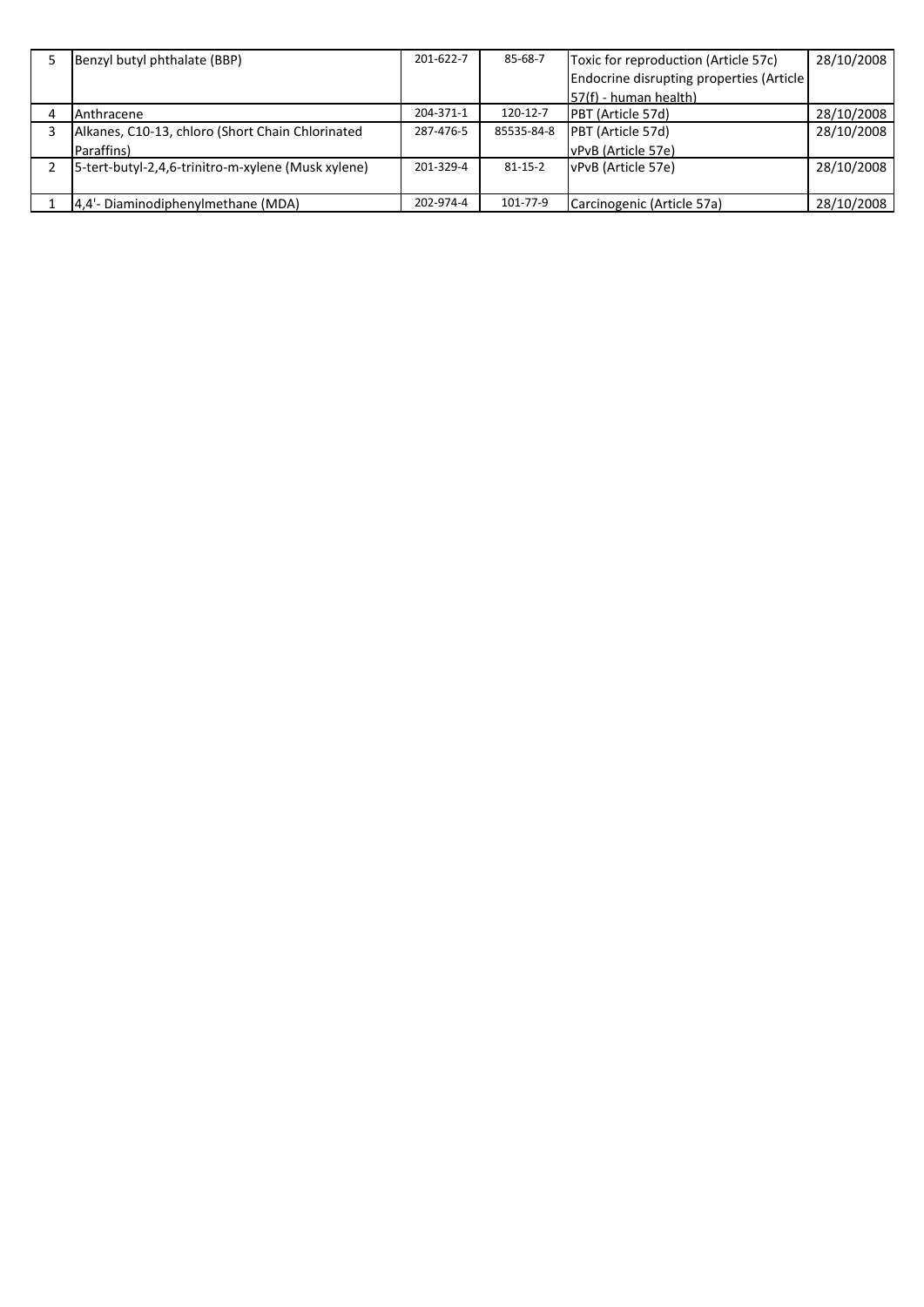| | | | | | |
|---|---|---|---|---|---|
| 5 | Benzyl butyl phthalate (BBP) | 201-622-7 | 85-68-7 | Toxic for reproduction (Article 57c)<br>Endocrine disrupting properties (Article 57(f) - human health) | 28/10/2008 |
| 4 | Anthracene | 204-371-1 | 120-12-7 | PBT (Article 57d) | 28/10/2008 |
| 3 | Alkanes, C10-13, chloro (Short Chain Chlorinated Paraffins) | 287-476-5 | 85535-84-8 | PBT (Article 57d)<br>vPvB (Article 57e) | 28/10/2008 |
| 2 | 5-tert-butyl-2,4,6-trinitro-m-xylene (Musk xylene) | 201-329-4 | 81-15-2 | vPvB (Article 57e) | 28/10/2008 |
| 1 | 4,4'- Diaminodiphenylmethane (MDA) | 202-974-4 | 101-77-9 | Carcinogenic (Article 57a) | 28/10/2008 |